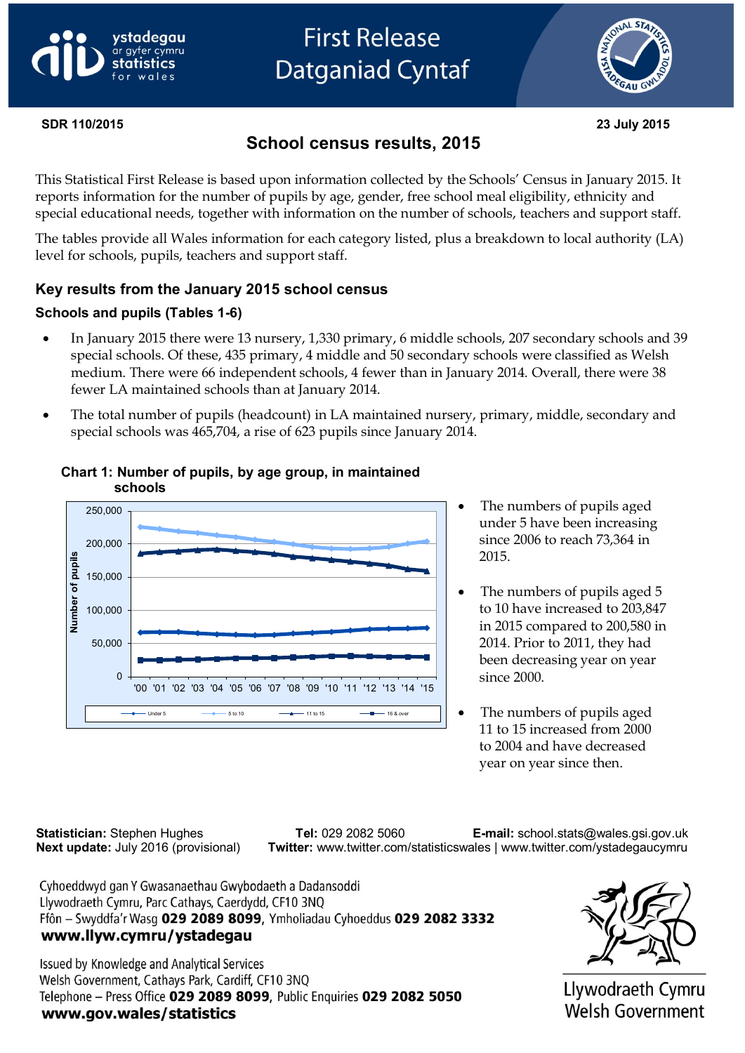SDR 110/2015

23 July 2015

# School census results, 2015

This Statistical First Release is based upon information collected by the Schools' Census in January 2015. It reports information for the number of pupils by age, gender, free school meal eligibility, ethnicity and special educational needs, together with information on the number of schools, teachers and support staff.

The tables provide all Wales information for each category listed, plus a breakdown to local authority (LA) level for schools, pupils, teachers and support staff.

## Key results from the January 2015 school census

### Schools and pupils (Tables 1-6)

- In January 2015 there were 13 nursery, 1,330 primary, 6 middle schools, 207 secondary schools and 39 special schools. Of these, 435 primary, 4 middle and 50 secondary schools were classified as Welsh medium. There were 66 independent schools, 4 fewer than in January 2014. Overall, there were 38 fewer LA maintained schools than at January 2014.
- The total number of pupils (headcount) in LA maintained nursery, primary, middle, secondary and special schools was 465,704, a rise of 623 pupils since January 2014.

**Chart 1: Number of pupils, by age group, in maintained schools**

- The numbers of pupils aged under 5 have been increasing since 2006 to reach 73,364 in 2015.
- The numbers of pupils aged 5 to 10 have increased to 203,847 in 2015 compared to 200,580 in 2014. Prior to 2011, they had been decreasing year on year since 2000.
- The numbers of pupils aged 11 to 15 increased from 2000 to 2004 and have decreased year on year since then.

**Statistician:** Stephen Hughes **Tel:** 029 2082 5060 **E-mail:** school.stats@wales.gsi.gov.uk
**Next update:** July 2016 (provisional) **Twitter:** www.twitter.com/statisticswales | www.twitter.com/ystadegaucymru

Cyhoeddwyd gan Y Gwasanaethau Gwybodaeth a Dadansoddi
Llywodraeth Cymru, Parc Cathays, Caerdydd, CF10 3NQ
Ffôn – Swyddfa'r Wasg **029 2089 8099**, Ymholiadau Cyhoeddus **029 2082 3332**
**www.llyw.cymru/ystadegau**

Issued by Knowledge and Analytical Services
Welsh Government, Cathays Park, Cardiff, CF10 3NQ
Telephone – Press Office **029 2089 8099**, Public Enquiries **029 2082 5050**
**www.gov.wales/statistics**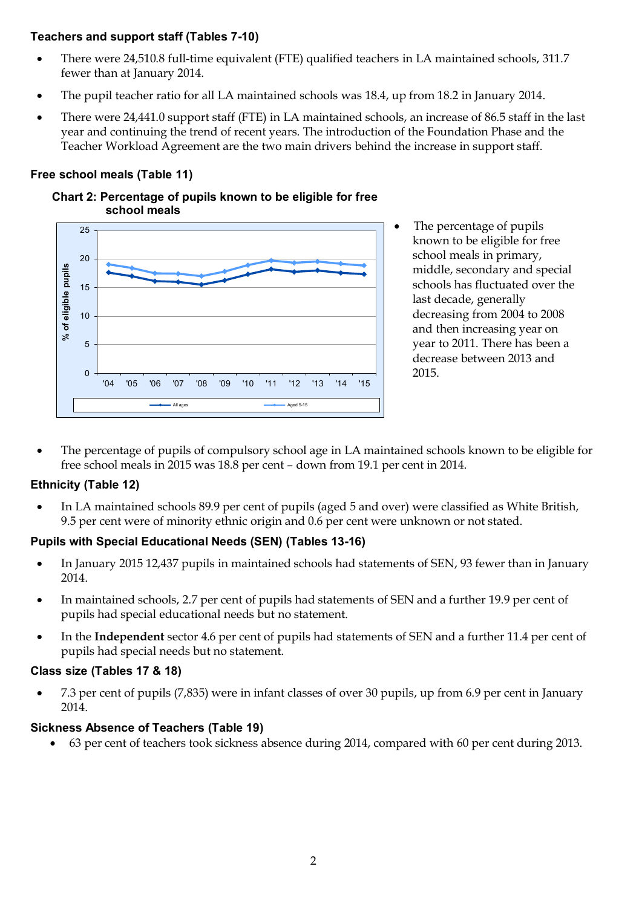### Teachers and support staff (Tables 7-10)

- There were 24,510.8 full-time equivalent (FTE) qualified teachers in LA maintained schools, 311.7 fewer than at January 2014.
- The pupil teacher ratio for all LA maintained schools was 18.4, up from 18.2 in January 2014.
- There were 24,441.0 support staff (FTE) in LA maintained schools, an increase of 86.5 staff in the last year and continuing the trend of recent years. The introduction of the Foundation Phase and the Teacher Workload Agreement are the two main drivers behind the increase in support staff.

### Free school meals (Table 11)

**Chart 2: Percentage of pupils known to be eligible for free school meals**

- The percentage of pupils known to be eligible for free school meals in primary, middle, secondary and special schools has fluctuated over the last decade, generally decreasing from 2004 to 2008 and then increasing year on year to 2011. There has been a decrease between 2013 and 2015.

- The percentage of pupils of compulsory school age in LA maintained schools known to be eligible for free school meals in 2015 was 18.8 per cent – down from 19.1 per cent in 2014.

### Ethnicity (Table 12)

- In LA maintained schools 89.9 per cent of pupils (aged 5 and over) were classified as White British, 9.5 per cent were of minority ethnic origin and 0.6 per cent were unknown or not stated.

### Pupils with Special Educational Needs (SEN) (Tables 13-16)

- In January 2015 12,437 pupils in maintained schools had statements of SEN, 93 fewer than in January 2014.
- In maintained schools, 2.7 per cent of pupils had statements of SEN and a further 19.9 per cent of pupils had special educational needs but no statement.
- In the **Independent** sector 4.6 per cent of pupils had statements of SEN and a further 11.4 per cent of pupils had special needs but no statement.

### Class size (Tables 17 & 18)

- 7.3 per cent of pupils (7,835) were in infant classes of over 30 pupils, up from 6.9 per cent in January 2014.

### Sickness Absence of Teachers (Table 19)

- 63 per cent of teachers took sickness absence during 2014, compared with 60 per cent during 2013.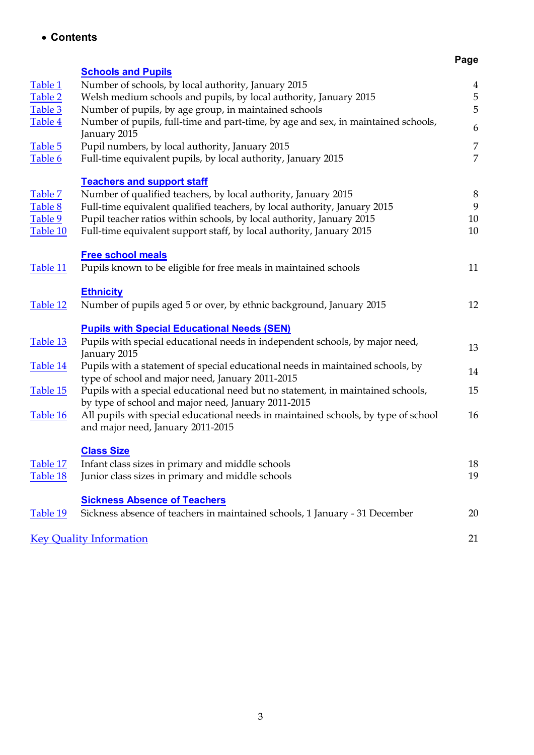- **Contents**

| | | Page |
|---|---|---|
| | **Schools and Pupils** | |
| Table 1 | Number of schools, by local authority, January 2015 | 4 |
| Table 2 | Welsh medium schools and pupils, by local authority, January 2015 | 5 |
| Table 3 | Number of pupils, by age group, in maintained schools | 5 |
| Table 4 | Number of pupils, full-time and part-time, by age and sex, in maintained schools, January 2015 | 6 |
| Table 5 | Pupil numbers, by local authority, January 2015 | 7 |
| Table 6 | Full-time equivalent pupils, by local authority, January 2015 | 7 |
| | **Teachers and support staff** | |
| Table 7 | Number of qualified teachers, by local authority, January 2015 | 8 |
| Table 8 | Full-time equivalent qualified teachers, by local authority, January 2015 | 9 |
| Table 9 | Pupil teacher ratios within schools, by local authority, January 2015 | 10 |
| Table 10 | Full-time equivalent support staff, by local authority, January 2015 | 10 |
| | **Free school meals** | |
| Table 11 | Pupils known to be eligible for free meals in maintained schools | 11 |
| | **Ethnicity** | |
| Table 12 | Number of pupils aged 5 or over, by ethnic background, January 2015 | 12 |
| | **Pupils with Special Educational Needs (SEN)** | |
| Table 13 | Pupils with special educational needs in independent schools, by major need, January 2015 | 13 |
| Table 14 | Pupils with a statement of special educational needs in maintained schools, by type of school and major need, January 2011-2015 | 14 |
| Table 15 | Pupils with a special educational need but no statement, in maintained schools, by type of school and major need, January 2011-2015 | 15 |
| Table 16 | All pupils with special educational needs in maintained schools, by type of school and major need, January 2011-2015 | 16 |
| | **Class Size** | |
| Table 17 | Infant class sizes in primary and middle schools | 18 |
| Table 18 | Junior class sizes in primary and middle schools | 19 |
| | **Sickness Absence of Teachers** | |
| Table 19 | Sickness absence of teachers in maintained schools, 1 January - 31 December | 20 |
| Key Quality Information | | 21 |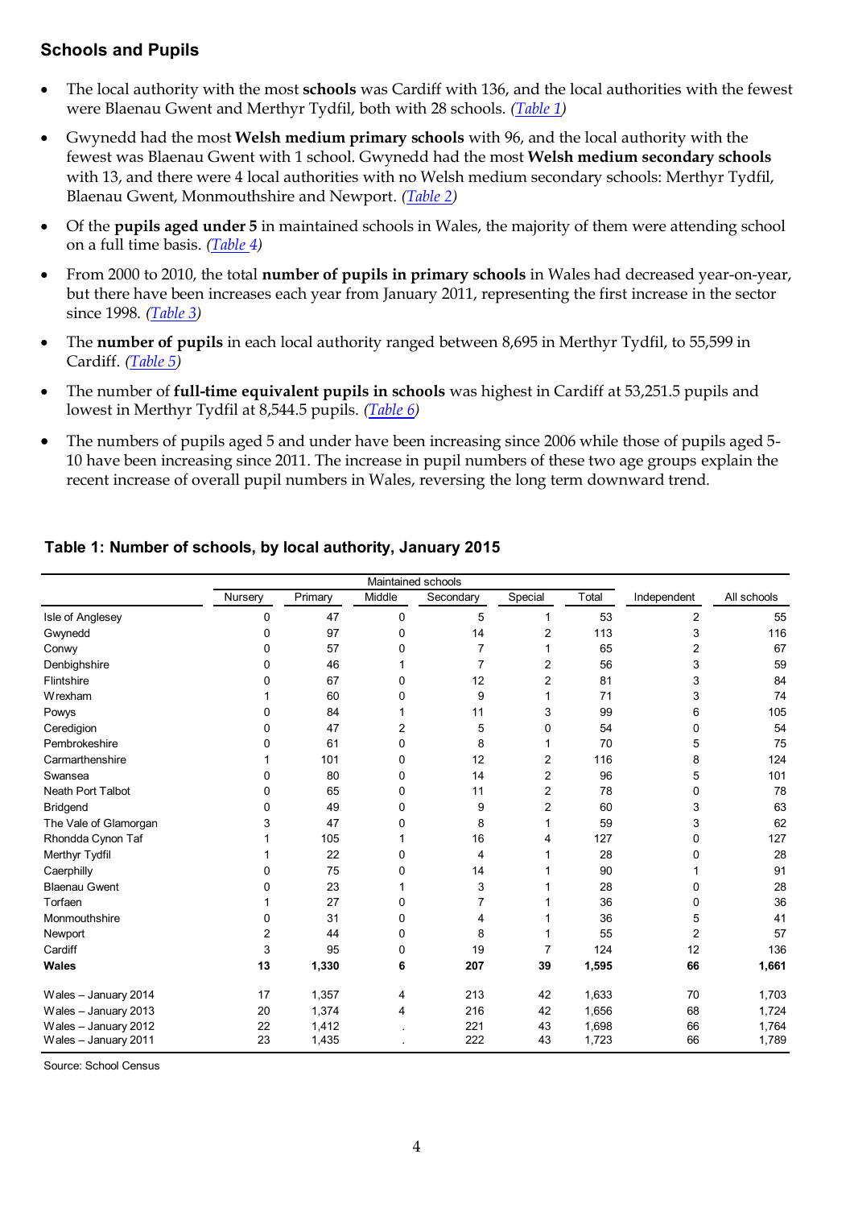## Schools and Pupils

- The local authority with the most **schools** was Cardiff with 136, and the local authorities with the fewest were Blaenau Gwent and Merthyr Tydfil, both with 28 schools. *(Table 1)*
- Gwynedd had the most **Welsh medium primary schools** with 96, and the local authority with the fewest was Blaenau Gwent with 1 school. Gwynedd had the most **Welsh medium secondary schools** with 13, and there were 4 local authorities with no Welsh medium secondary schools: Merthyr Tydfil, Blaenau Gwent, Monmouthshire and Newport. *(Table 2)*
- Of the **pupils aged under 5** in maintained schools in Wales, the majority of them were attending school on a full time basis. *(Table 4)*
- From 2000 to 2010, the total **number of pupils in primary schools** in Wales had decreased year-on-year, but there have been increases each year from January 2011, representing the first increase in the sector since 1998. *(Table 3)*
- The **number of pupils** in each local authority ranged between 8,695 in Merthyr Tydfil, to 55,599 in Cardiff. *(Table 5)*
- The number of **full-time equivalent pupils in schools** was highest in Cardiff at 53,251.5 pupils and lowest in Merthyr Tydfil at 8,544.5 pupils. *(Table 6)*
- The numbers of pupils aged 5 and under have been increasing since 2006 while those of pupils aged 5-10 have been increasing since 2011. The increase in pupil numbers of these two age groups explain the recent increase of overall pupil numbers in Wales, reversing the long term downward trend.

### Table 1: Number of schools, by local authority, January 2015

| | Maintained schools | | | | | | | |
|---|---|---|---|---|---|---|---|---|
| | Nursery | Primary | Middle | Secondary | Special | Total | Independent | All schools |
| Isle of Anglesey | 0 | 47 | 0 | 5 | 1 | 53 | 2 | 55 |
| Gwynedd | 0 | 97 | 0 | 14 | 2 | 113 | 3 | 116 |
| Conwy | 0 | 57 | 0 | 7 | 1 | 65 | 2 | 67 |
| Denbighshire | 0 | 46 | 1 | 7 | 2 | 56 | 3 | 59 |
| Flintshire | 0 | 67 | 0 | 12 | 2 | 81 | 3 | 84 |
| Wrexham | 1 | 60 | 0 | 9 | 1 | 71 | 3 | 74 |
| Powys | 0 | 84 | 1 | 11 | 3 | 99 | 6 | 105 |
| Ceredigion | 0 | 47 | 2 | 5 | 0 | 54 | 0 | 54 |
| Pembrokeshire | 0 | 61 | 0 | 8 | 1 | 70 | 5 | 75 |
| Carmarthenshire | 1 | 101 | 0 | 12 | 2 | 116 | 8 | 124 |
| Swansea | 0 | 80 | 0 | 14 | 2 | 96 | 5 | 101 |
| Neath Port Talbot | 0 | 65 | 0 | 11 | 2 | 78 | 0 | 78 |
| Bridgend | 0 | 49 | 0 | 9 | 2 | 60 | 3 | 63 |
| The Vale of Glamorgan | 3 | 47 | 0 | 8 | 1 | 59 | 3 | 62 |
| Rhondda Cynon Taf | 1 | 105 | 1 | 16 | 4 | 127 | 0 | 127 |
| Merthyr Tydfil | 1 | 22 | 0 | 4 | 1 | 28 | 0 | 28 |
| Caerphilly | 0 | 75 | 0 | 14 | 1 | 90 | 1 | 91 |
| Blaenau Gwent | 0 | 23 | 1 | 3 | 1 | 28 | 0 | 28 |
| Torfaen | 1 | 27 | 0 | 7 | 1 | 36 | 0 | 36 |
| Monmouthshire | 0 | 31 | 0 | 4 | 1 | 36 | 5 | 41 |
| Newport | 2 | 44 | 0 | 8 | 1 | 55 | 2 | 57 |
| Cardiff | 3 | 95 | 0 | 19 | 7 | 124 | 12 | 136 |
| **Wales** | **13** | **1,330** | **6** | **207** | **39** | **1,595** | **66** | **1,661** |
| | | | | | | | | |
| Wales – January 2014 | 17 | 1,357 | 4 | 213 | 42 | 1,633 | 70 | 1,703 |
| Wales – January 2013 | 20 | 1,374 | 4 | 216 | 42 | 1,656 | 68 | 1,724 |
| Wales – January 2012 | 22 | 1,412 | . | 221 | 43 | 1,698 | 66 | 1,764 |
| Wales – January 2011 | 23 | 1,435 | . | 222 | 43 | 1,723 | 66 | 1,789 |

Source: School Census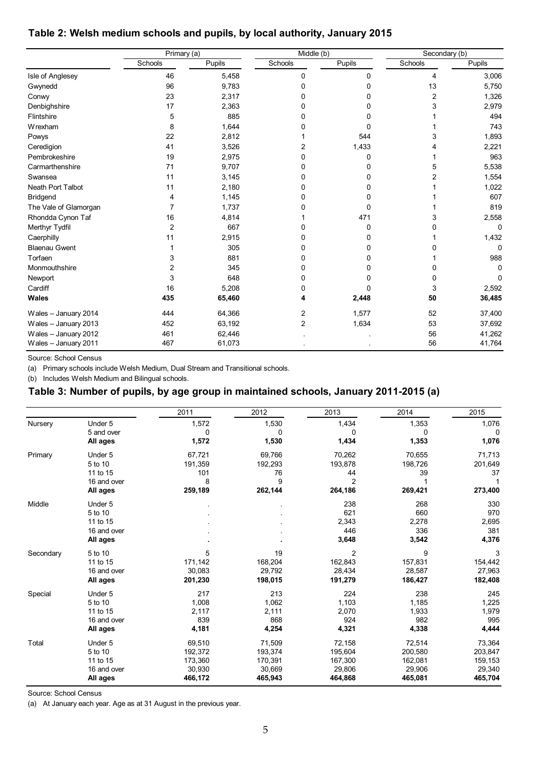## Table 2: Welsh medium schools and pupils, by local authority, January 2015

| | Primary (a) | | Middle (b) | | Secondary (b) | |
|---|---|---|---|---|---|---|
| | Schools | Pupils | Schools | Pupils | Schools | Pupils |
| Isle of Anglesey | 46 | 5,458 | 0 | 0 | 4 | 3,006 |
| Gwynedd | 96 | 9,783 | 0 | 0 | 13 | 5,750 |
| Conwy | 23 | 2,317 | 0 | 0 | 2 | 1,326 |
| Denbighshire | 17 | 2,363 | 0 | 0 | 3 | 2,979 |
| Flintshire | 5 | 885 | 0 | 0 | 1 | 494 |
| Wrexham | 8 | 1,644 | 0 | 0 | 1 | 743 |
| Powys | 22 | 2,812 | 1 | 544 | 3 | 1,893 |
| Ceredigion | 41 | 3,526 | 2 | 1,433 | 4 | 2,221 |
| Pembrokeshire | 19 | 2,975 | 0 | 0 | 1 | 963 |
| Carmarthenshire | 71 | 9,707 | 0 | 0 | 5 | 5,538 |
| Swansea | 11 | 3,145 | 0 | 0 | 2 | 1,554 |
| Neath Port Talbot | 11 | 2,180 | 0 | 0 | 1 | 1,022 |
| Bridgend | 4 | 1,145 | 0 | 0 | 1 | 607 |
| The Vale of Glamorgan | 7 | 1,737 | 0 | 0 | 1 | 819 |
| Rhondda Cynon Taf | 16 | 4,814 | 1 | 471 | 3 | 2,558 |
| Merthyr Tydfil | 2 | 667 | 0 | 0 | 0 | 0 |
| Caerphilly | 11 | 2,915 | 0 | 0 | 1 | 1,432 |
| Blaenau Gwent | 1 | 305 | 0 | 0 | 0 | 0 |
| Torfaen | 3 | 881 | 0 | 0 | 1 | 988 |
| Monmouthshire | 2 | 345 | 0 | 0 | 0 | 0 |
| Newport | 3 | 648 | 0 | 0 | 0 | 0 |
| Cardiff | 16 | 5,208 | 0 | 0 | 3 | 2,592 |
| **Wales** | **435** | **65,460** | **4** | **2,448** | **50** | **36,485** |
| Wales – January 2014 | 444 | 64,366 | 2 | 1,577 | 52 | 37,400 |
| Wales – January 2013 | 452 | 63,192 | 2 | 1,634 | 53 | 37,692 |
| Wales – January 2012 | 461 | 62,446 | . | . | 56 | 41,262 |
| Wales – January 2011 | 467 | 61,073 | . | . | 56 | 41,764 |

Source: School Census

(a) Primary schools include Welsh Medium, Dual Stream and Transitional schools.

(b) Includes Welsh Medium and Bilingual schools.

## Table 3: Number of pupils, by age group in maintained schools, January 2011-2015 (a)

| | | 2011 | 2012 | 2013 | 2014 | 2015 |
|---|---|---|---|---|---|---|
| Nursery | Under 5 | 1,572 | 1,530 | 1,434 | 1,353 | 1,076 |
| | 5 and over | 0 | 0 | 0 | 0 | 0 |
| | **All ages** | **1,572** | **1,530** | **1,434** | **1,353** | **1,076** |
| Primary | Under 5 | 67,721 | 69,766 | 70,262 | 70,655 | 71,713 |
| | 5 to 10 | 191,359 | 192,293 | 193,878 | 198,726 | 201,649 |
| | 11 to 15 | 101 | 76 | 44 | 39 | 37 |
| | 16 and over | 8 | 9 | 2 | 1 | 1 |
| | **All ages** | **259,189** | **262,144** | **264,186** | **269,421** | **273,400** |
| Middle | Under 5 | . | . | 238 | 268 | 330 |
| | 5 to 10 | . | . | 621 | 660 | 970 |
| | 11 to 15 | . | . | 2,343 | 2,278 | 2,695 |
| | 16 and over | . | . | 446 | 336 | 381 |
| | **All ages** | **.** | **.** | **3,648** | **3,542** | **4,376** |
| Secondary | 5 to 10 | 5 | 19 | 2 | 9 | 3 |
| | 11 to 15 | 171,142 | 168,204 | 162,843 | 157,831 | 154,442 |
| | 16 and over | 30,083 | 29,792 | 28,434 | 28,587 | 27,963 |
| | **All ages** | **201,230** | **198,015** | **191,279** | **186,427** | **182,408** |
| Special | Under 5 | 217 | 213 | 224 | 238 | 245 |
| | 5 to 10 | 1,008 | 1,062 | 1,103 | 1,185 | 1,225 |
| | 11 to 15 | 2,117 | 2,111 | 2,070 | 1,933 | 1,979 |
| | 16 and over | 839 | 868 | 924 | 982 | 995 |
| | **All ages** | **4,181** | **4,254** | **4,321** | **4,338** | **4,444** |
| Total | Under 5 | 69,510 | 71,509 | 72,158 | 72,514 | 73,364 |
| | 5 to 10 | 192,372 | 193,374 | 195,604 | 200,580 | 203,847 |
| | 11 to 15 | 173,360 | 170,391 | 167,300 | 162,081 | 159,153 |
| | 16 and over | 30,930 | 30,669 | 29,806 | 29,906 | 29,340 |
| | **All ages** | **466,172** | **465,943** | **464,868** | **465,081** | **465,704** |

Source: School Census

(a) At January each year. Age as at 31 August in the previous year.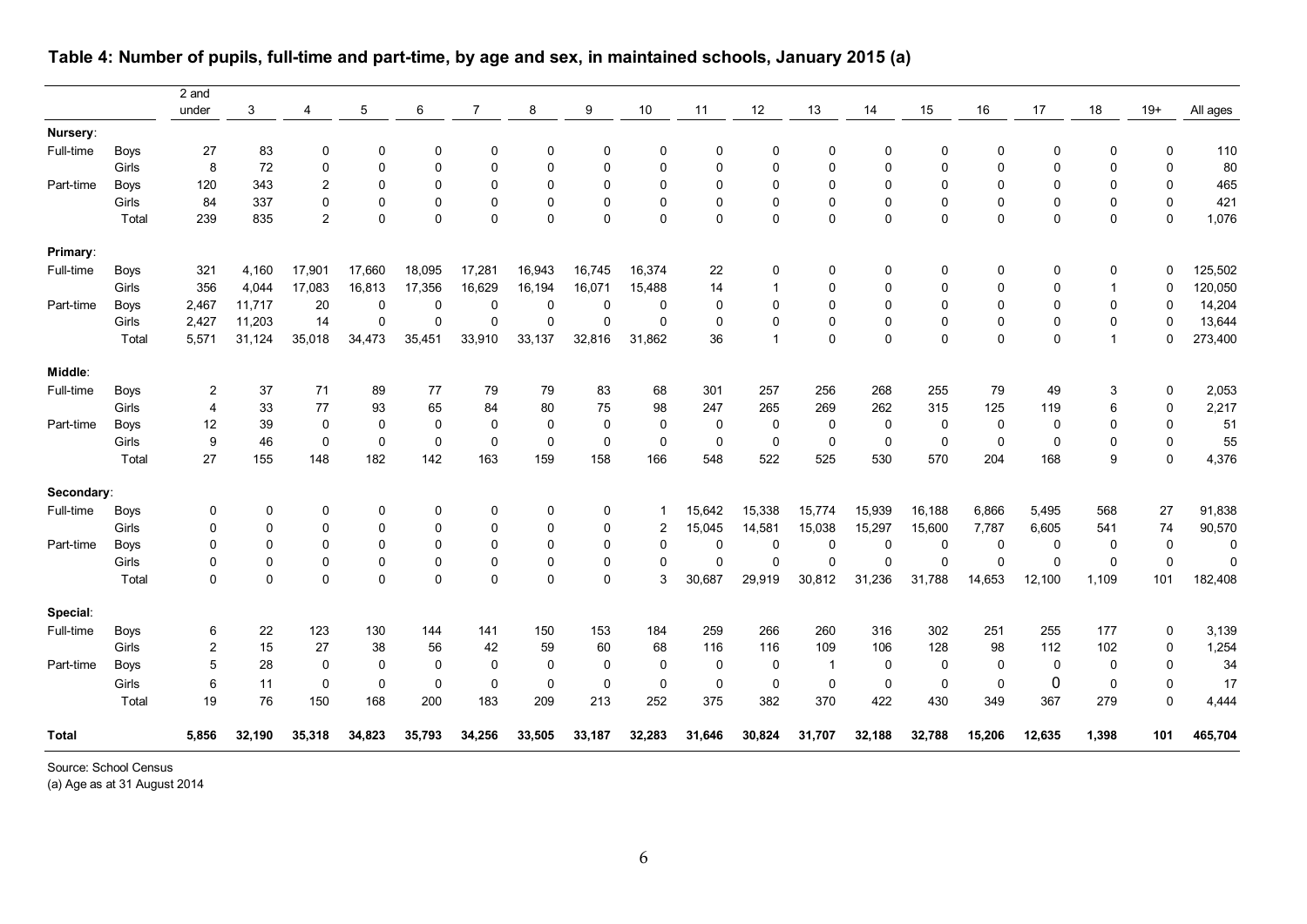## Table 4: Number of pupils, full-time and part-time, by age and sex, in maintained schools, January 2015 (a)

| | | 2 and under | 3 | 4 | 5 | 6 | 7 | 8 | 9 | 10 | 11 | 12 | 13 | 14 | 15 | 16 | 17 | 18 | 19+ | All ages |
|---|---|---|---|---|---|---|---|---|---|---|---|---|---|---|---|---|---|---|---|---|
| **Nursery**: | | | | | | | | | | | | | | | | | | | | |
| Full-time | Boys | 27 | 83 | 0 | 0 | 0 | 0 | 0 | 0 | 0 | 0 | 0 | 0 | 0 | 0 | 0 | 0 | 0 | 0 | 110 |
| | Girls | 8 | 72 | 0 | 0 | 0 | 0 | 0 | 0 | 0 | 0 | 0 | 0 | 0 | 0 | 0 | 0 | 0 | 0 | 80 |
| Part-time | Boys | 120 | 343 | 2 | 0 | 0 | 0 | 0 | 0 | 0 | 0 | 0 | 0 | 0 | 0 | 0 | 0 | 0 | 0 | 465 |
| | Girls | 84 | 337 | 0 | 0 | 0 | 0 | 0 | 0 | 0 | 0 | 0 | 0 | 0 | 0 | 0 | 0 | 0 | 0 | 421 |
| | Total | 239 | 835 | 2 | 0 | 0 | 0 | 0 | 0 | 0 | 0 | 0 | 0 | 0 | 0 | 0 | 0 | 0 | 0 | 1,076 |
| **Primary**: | | | | | | | | | | | | | | | | | | | | |
| Full-time | Boys | 321 | 4,160 | 17,901 | 17,660 | 18,095 | 17,281 | 16,943 | 16,745 | 16,374 | 22 | 0 | 0 | 0 | 0 | 0 | 0 | 0 | 0 | 125,502 |
| | Girls | 356 | 4,044 | 17,083 | 16,813 | 17,356 | 16,629 | 16,194 | 16,071 | 15,488 | 14 | 1 | 0 | 0 | 0 | 0 | 0 | 1 | 0 | 120,050 |
| Part-time | Boys | 2,467 | 11,717 | 20 | 0 | 0 | 0 | 0 | 0 | 0 | 0 | 0 | 0 | 0 | 0 | 0 | 0 | 0 | 0 | 14,204 |
| | Girls | 2,427 | 11,203 | 14 | 0 | 0 | 0 | 0 | 0 | 0 | 0 | 0 | 0 | 0 | 0 | 0 | 0 | 0 | 0 | 13,644 |
| | Total | 5,571 | 31,124 | 35,018 | 34,473 | 35,451 | 33,910 | 33,137 | 32,816 | 31,862 | 36 | 1 | 0 | 0 | 0 | 0 | 0 | 1 | 0 | 273,400 |
| **Middle**: | | | | | | | | | | | | | | | | | | | | |
| Full-time | Boys | 2 | 37 | 71 | 89 | 77 | 79 | 79 | 83 | 68 | 301 | 257 | 256 | 268 | 255 | 79 | 49 | 3 | 0 | 2,053 |
| | Girls | 4 | 33 | 77 | 93 | 65 | 84 | 80 | 75 | 98 | 247 | 265 | 269 | 262 | 315 | 125 | 119 | 6 | 0 | 2,217 |
| Part-time | Boys | 12 | 39 | 0 | 0 | 0 | 0 | 0 | 0 | 0 | 0 | 0 | 0 | 0 | 0 | 0 | 0 | 0 | 0 | 51 |
| | Girls | 9 | 46 | 0 | 0 | 0 | 0 | 0 | 0 | 0 | 0 | 0 | 0 | 0 | 0 | 0 | 0 | 0 | 0 | 55 |
| | Total | 27 | 155 | 148 | 182 | 142 | 163 | 159 | 158 | 166 | 548 | 522 | 525 | 530 | 570 | 204 | 168 | 9 | 0 | 4,376 |
| **Secondary**: | | | | | | | | | | | | | | | | | | | | |
| Full-time | Boys | 0 | 0 | 0 | 0 | 0 | 0 | 0 | 0 | 1 | 15,642 | 15,338 | 15,774 | 15,939 | 16,188 | 6,866 | 5,495 | 568 | 27 | 91,838 |
| | Girls | 0 | 0 | 0 | 0 | 0 | 0 | 0 | 0 | 2 | 15,045 | 14,581 | 15,038 | 15,297 | 15,600 | 7,787 | 6,605 | 541 | 74 | 90,570 |
| Part-time | Boys | 0 | 0 | 0 | 0 | 0 | 0 | 0 | 0 | 0 | 0 | 0 | 0 | 0 | 0 | 0 | 0 | 0 | 0 | 0 |
| | Girls | 0 | 0 | 0 | 0 | 0 | 0 | 0 | 0 | 0 | 0 | 0 | 0 | 0 | 0 | 0 | 0 | 0 | 0 | 0 |
| | Total | 0 | 0 | 0 | 0 | 0 | 0 | 0 | 0 | 3 | 30,687 | 29,919 | 30,812 | 31,236 | 31,788 | 14,653 | 12,100 | 1,109 | 101 | 182,408 |
| **Special**: | | | | | | | | | | | | | | | | | | | | |
| Full-time | Boys | 6 | 22 | 123 | 130 | 144 | 141 | 150 | 153 | 184 | 259 | 266 | 260 | 316 | 302 | 251 | 255 | 177 | 0 | 3,139 |
| | Girls | 2 | 15 | 27 | 38 | 56 | 42 | 59 | 60 | 68 | 116 | 116 | 109 | 106 | 128 | 98 | 112 | 102 | 0 | 1,254 |
| Part-time | Boys | 5 | 28 | 0 | 0 | 0 | 0 | 0 | 0 | 0 | 0 | 0 | 1 | 0 | 0 | 0 | 0 | 0 | 0 | 34 |
| | Girls | 6 | 11 | 0 | 0 | 0 | 0 | 0 | 0 | 0 | 0 | 0 | 0 | 0 | 0 | 0 | 0 | 0 | 0 | 17 |
| | Total | 19 | 76 | 150 | 168 | 200 | 183 | 209 | 213 | 252 | 375 | 382 | 370 | 422 | 430 | 349 | 367 | 279 | 0 | 4,444 |
| **Total** | | **5,856** | **32,190** | **35,318** | **34,823** | **35,793** | **34,256** | **33,505** | **33,187** | **32,283** | **31,646** | **30,824** | **31,707** | **32,188** | **32,788** | **15,206** | **12,635** | **1,398** | **101** | **465,704** |

Source: School Census

(a) Age as at 31 August 2014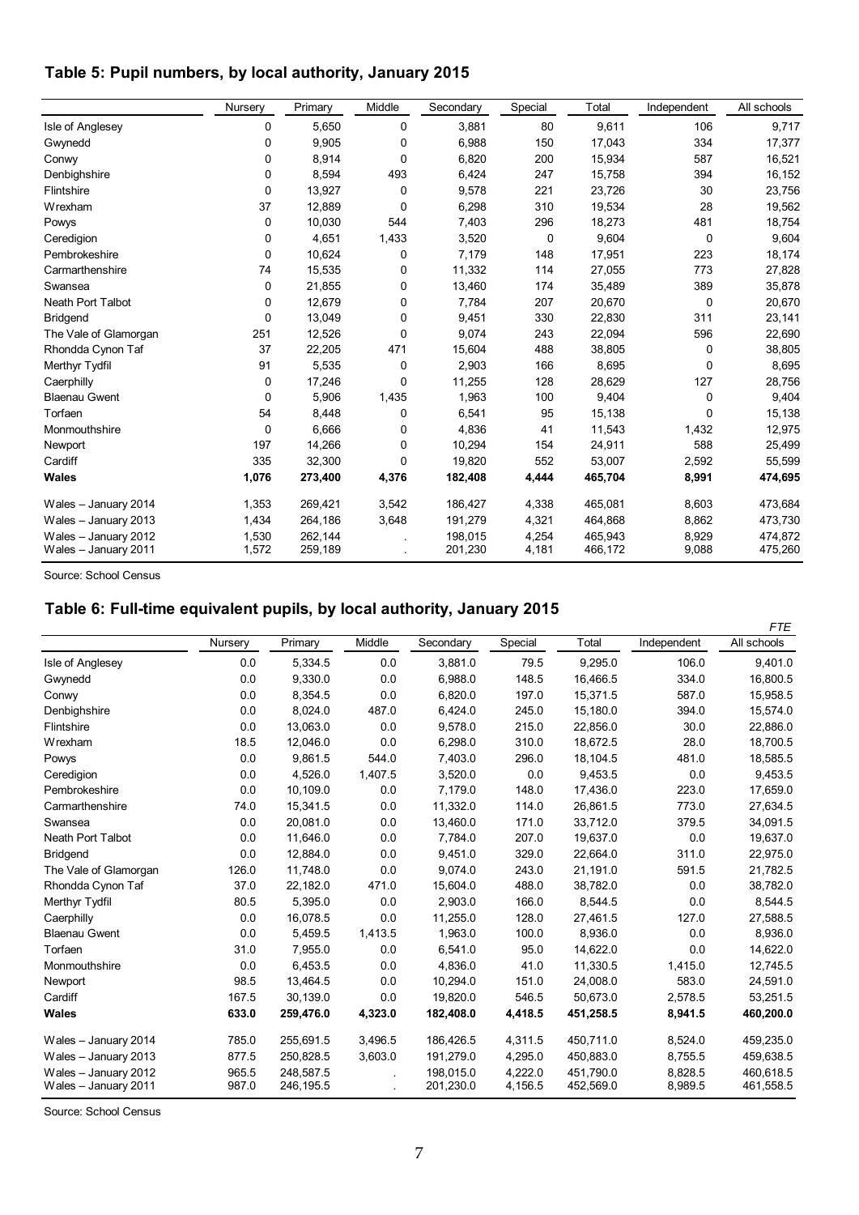### Table 5: Pupil numbers, by local authority, January 2015

| | Nursery | Primary | Middle | Secondary | Special | Total | Independent | All schools |
|---|---|---|---|---|---|---|---|---|
| Isle of Anglesey | 0 | 5,650 | 0 | 3,881 | 80 | 9,611 | 106 | 9,717 |
| Gwynedd | 0 | 9,905 | 0 | 6,988 | 150 | 17,043 | 334 | 17,377 |
| Conwy | 0 | 8,914 | 0 | 6,820 | 200 | 15,934 | 587 | 16,521 |
| Denbighshire | 0 | 8,594 | 493 | 6,424 | 247 | 15,758 | 394 | 16,152 |
| Flintshire | 0 | 13,927 | 0 | 9,578 | 221 | 23,726 | 30 | 23,756 |
| Wrexham | 37 | 12,889 | 0 | 6,298 | 310 | 19,534 | 28 | 19,562 |
| Powys | 0 | 10,030 | 544 | 7,403 | 296 | 18,273 | 481 | 18,754 |
| Ceredigion | 0 | 4,651 | 1,433 | 3,520 | 0 | 9,604 | 0 | 9,604 |
| Pembrokeshire | 0 | 10,624 | 0 | 7,179 | 148 | 17,951 | 223 | 18,174 |
| Carmarthenshire | 74 | 15,535 | 0 | 11,332 | 114 | 27,055 | 773 | 27,828 |
| Swansea | 0 | 21,855 | 0 | 13,460 | 174 | 35,489 | 389 | 35,878 |
| Neath Port Talbot | 0 | 12,679 | 0 | 7,784 | 207 | 20,670 | 0 | 20,670 |
| Bridgend | 0 | 13,049 | 0 | 9,451 | 330 | 22,830 | 311 | 23,141 |
| The Vale of Glamorgan | 251 | 12,526 | 0 | 9,074 | 243 | 22,094 | 596 | 22,690 |
| Rhondda Cynon Taf | 37 | 22,205 | 471 | 15,604 | 488 | 38,805 | 0 | 38,805 |
| Merthyr Tydfil | 91 | 5,535 | 0 | 2,903 | 166 | 8,695 | 0 | 8,695 |
| Caerphilly | 0 | 17,246 | 0 | 11,255 | 128 | 28,629 | 127 | 28,756 |
| Blaenau Gwent | 0 | 5,906 | 1,435 | 1,963 | 100 | 9,404 | 0 | 9,404 |
| Torfaen | 54 | 8,448 | 0 | 6,541 | 95 | 15,138 | 0 | 15,138 |
| Monmouthshire | 0 | 6,666 | 0 | 4,836 | 41 | 11,543 | 1,432 | 12,975 |
| Newport | 197 | 14,266 | 0 | 10,294 | 154 | 24,911 | 588 | 25,499 |
| Cardiff | 335 | 32,300 | 0 | 19,820 | 552 | 53,007 | 2,592 | 55,599 |
| **Wales** | **1,076** | **273,400** | **4,376** | **182,408** | **4,444** | **465,704** | **8,991** | **474,695** |
| Wales – January 2014 | 1,353 | 269,421 | 3,542 | 186,427 | 4,338 | 465,081 | 8,603 | 473,684 |
| Wales – January 2013 | 1,434 | 264,186 | 3,648 | 191,279 | 4,321 | 464,868 | 8,862 | 473,730 |
| Wales – January 2012 | 1,530 | 262,144 | . | 198,015 | 4,254 | 465,943 | 8,929 | 474,872 |
| Wales – January 2011 | 1,572 | 259,189 | . | 201,230 | 4,181 | 466,172 | 9,088 | 475,260 |

Source: School Census

### Table 6: Full-time equivalent pupils, by local authority, January 2015

*FTE*

| | Nursery | Primary | Middle | Secondary | Special | Total | Independent | All schools |
|---|---|---|---|---|---|---|---|---|
| Isle of Anglesey | 0.0 | 5,334.5 | 0.0 | 3,881.0 | 79.5 | 9,295.0 | 106.0 | 9,401.0 |
| Gwynedd | 0.0 | 9,330.0 | 0.0 | 6,988.0 | 148.5 | 16,466.5 | 334.0 | 16,800.5 |
| Conwy | 0.0 | 8,354.5 | 0.0 | 6,820.0 | 197.0 | 15,371.5 | 587.0 | 15,958.5 |
| Denbighshire | 0.0 | 8,024.0 | 487.0 | 6,424.0 | 245.0 | 15,180.0 | 394.0 | 15,574.0 |
| Flintshire | 0.0 | 13,063.0 | 0.0 | 9,578.0 | 215.0 | 22,856.0 | 30.0 | 22,886.0 |
| Wrexham | 18.5 | 12,046.0 | 0.0 | 6,298.0 | 310.0 | 18,672.5 | 28.0 | 18,700.5 |
| Powys | 0.0 | 9,861.5 | 544.0 | 7,403.0 | 296.0 | 18,104.5 | 481.0 | 18,585.5 |
| Ceredigion | 0.0 | 4,526.0 | 1,407.5 | 3,520.0 | 0.0 | 9,453.5 | 0.0 | 9,453.5 |
| Pembrokeshire | 0.0 | 10,109.0 | 0.0 | 7,179.0 | 148.0 | 17,436.0 | 223.0 | 17,659.0 |
| Carmarthenshire | 74.0 | 15,341.5 | 0.0 | 11,332.0 | 114.0 | 26,861.5 | 773.0 | 27,634.5 |
| Swansea | 0.0 | 20,081.0 | 0.0 | 13,460.0 | 171.0 | 33,712.0 | 379.5 | 34,091.5 |
| Neath Port Talbot | 0.0 | 11,646.0 | 0.0 | 7,784.0 | 207.0 | 19,637.0 | 0.0 | 19,637.0 |
| Bridgend | 0.0 | 12,884.0 | 0.0 | 9,451.0 | 329.0 | 22,664.0 | 311.0 | 22,975.0 |
| The Vale of Glamorgan | 126.0 | 11,748.0 | 0.0 | 9,074.0 | 243.0 | 21,191.0 | 591.5 | 21,782.5 |
| Rhondda Cynon Taf | 37.0 | 22,182.0 | 471.0 | 15,604.0 | 488.0 | 38,782.0 | 0.0 | 38,782.0 |
| Merthyr Tydfil | 80.5 | 5,395.0 | 0.0 | 2,903.0 | 166.0 | 8,544.5 | 0.0 | 8,544.5 |
| Caerphilly | 0.0 | 16,078.5 | 0.0 | 11,255.0 | 128.0 | 27,461.5 | 127.0 | 27,588.5 |
| Blaenau Gwent | 0.0 | 5,459.5 | 1,413.5 | 1,963.0 | 100.0 | 8,936.0 | 0.0 | 8,936.0 |
| Torfaen | 31.0 | 7,955.0 | 0.0 | 6,541.0 | 95.0 | 14,622.0 | 0.0 | 14,622.0 |
| Monmouthshire | 0.0 | 6,453.5 | 0.0 | 4,836.0 | 41.0 | 11,330.5 | 1,415.0 | 12,745.5 |
| Newport | 98.5 | 13,464.5 | 0.0 | 10,294.0 | 151.0 | 24,008.0 | 583.0 | 24,591.0 |
| Cardiff | 167.5 | 30,139.0 | 0.0 | 19,820.0 | 546.5 | 50,673.0 | 2,578.5 | 53,251.5 |
| **Wales** | **633.0** | **259,476.0** | **4,323.0** | **182,408.0** | **4,418.5** | **451,258.5** | **8,941.5** | **460,200.0** |
| Wales – January 2014 | 785.0 | 255,691.5 | 3,496.5 | 186,426.5 | 4,311.5 | 450,711.0 | 8,524.0 | 459,235.0 |
| Wales – January 2013 | 877.5 | 250,828.5 | 3,603.0 | 191,279.0 | 4,295.0 | 450,883.0 | 8,755.5 | 459,638.5 |
| Wales – January 2012 | 965.5 | 248,587.5 | . | 198,015.0 | 4,222.0 | 451,790.0 | 8,828.5 | 460,618.5 |
| Wales – January 2011 | 987.0 | 246,195.5 | . | 201,230.0 | 4,156.5 | 452,569.0 | 8,989.5 | 461,558.5 |

Source: School Census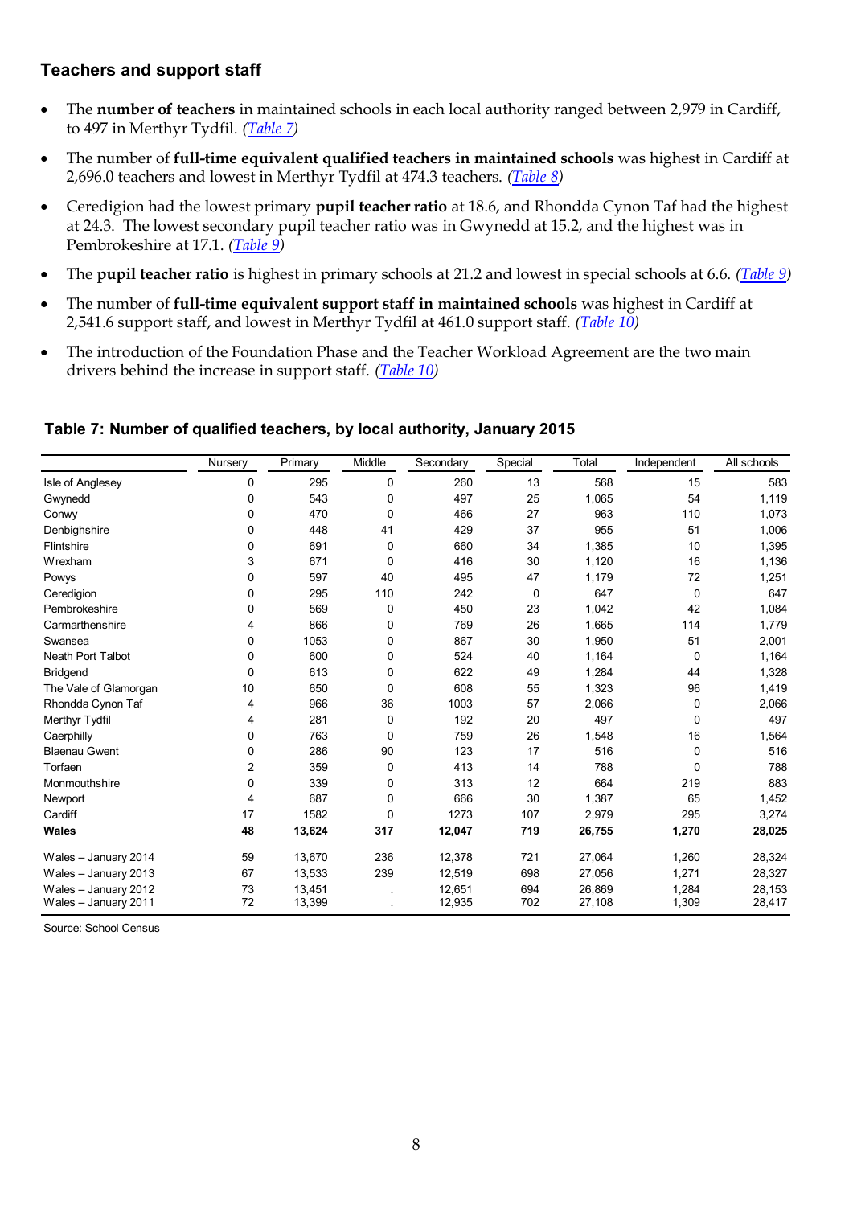## Teachers and support staff

- The **number of teachers** in maintained schools in each local authority ranged between 2,979 in Cardiff, to 497 in Merthyr Tydfil. *(Table 7)*
- The number of **full-time equivalent qualified teachers in maintained schools** was highest in Cardiff at 2,696.0 teachers and lowest in Merthyr Tydfil at 474.3 teachers. *(Table 8)*
- Ceredigion had the lowest primary **pupil teacher ratio** at 18.6, and Rhondda Cynon Taf had the highest at 24.3. The lowest secondary pupil teacher ratio was in Gwynedd at 15.2, and the highest was in Pembrokeshire at 17.1. *(Table 9)*
- The **pupil teacher ratio** is highest in primary schools at 21.2 and lowest in special schools at 6.6. *(Table 9)*
- The number of **full-time equivalent support staff in maintained schools** was highest in Cardiff at 2,541.6 support staff, and lowest in Merthyr Tydfil at 461.0 support staff. *(Table 10)*
- The introduction of the Foundation Phase and the Teacher Workload Agreement are the two main drivers behind the increase in support staff. *(Table 10)*

### Table 7: Number of qualified teachers, by local authority, January 2015

| | Nursery | Primary | Middle | Secondary | Special | Total | Independent | All schools |
|---|---|---|---|---|---|---|---|---|
| Isle of Anglesey | 0 | 295 | 0 | 260 | 13 | 568 | 15 | 583 |
| Gwynedd | 0 | 543 | 0 | 497 | 25 | 1,065 | 54 | 1,119 |
| Conwy | 0 | 470 | 0 | 466 | 27 | 963 | 110 | 1,073 |
| Denbighshire | 0 | 448 | 41 | 429 | 37 | 955 | 51 | 1,006 |
| Flintshire | 0 | 691 | 0 | 660 | 34 | 1,385 | 10 | 1,395 |
| Wrexham | 3 | 671 | 0 | 416 | 30 | 1,120 | 16 | 1,136 |
| Powys | 0 | 597 | 40 | 495 | 47 | 1,179 | 72 | 1,251 |
| Ceredigion | 0 | 295 | 110 | 242 | 0 | 647 | 0 | 647 |
| Pembrokeshire | 0 | 569 | 0 | 450 | 23 | 1,042 | 42 | 1,084 |
| Carmarthenshire | 4 | 866 | 0 | 769 | 26 | 1,665 | 114 | 1,779 |
| Swansea | 0 | 1053 | 0 | 867 | 30 | 1,950 | 51 | 2,001 |
| Neath Port Talbot | 0 | 600 | 0 | 524 | 40 | 1,164 | 0 | 1,164 |
| Bridgend | 0 | 613 | 0 | 622 | 49 | 1,284 | 44 | 1,328 |
| The Vale of Glamorgan | 10 | 650 | 0 | 608 | 55 | 1,323 | 96 | 1,419 |
| Rhondda Cynon Taf | 4 | 966 | 36 | 1003 | 57 | 2,066 | 0 | 2,066 |
| Merthyr Tydfil | 4 | 281 | 0 | 192 | 20 | 497 | 0 | 497 |
| Caerphilly | 0 | 763 | 0 | 759 | 26 | 1,548 | 16 | 1,564 |
| Blaenau Gwent | 0 | 286 | 90 | 123 | 17 | 516 | 0 | 516 |
| Torfaen | 2 | 359 | 0 | 413 | 14 | 788 | 0 | 788 |
| Monmouthshire | 0 | 339 | 0 | 313 | 12 | 664 | 219 | 883 |
| Newport | 4 | 687 | 0 | 666 | 30 | 1,387 | 65 | 1,452 |
| Cardiff | 17 | 1582 | 0 | 1273 | 107 | 2,979 | 295 | 3,274 |
| **Wales** | **48** | **13,624** | **317** | **12,047** | **719** | **26,755** | **1,270** | **28,025** |
| Wales – January 2014 | 59 | 13,670 | 236 | 12,378 | 721 | 27,064 | 1,260 | 28,324 |
| Wales – January 2013 | 67 | 13,533 | 239 | 12,519 | 698 | 27,056 | 1,271 | 28,327 |
| Wales – January 2012 | 73 | 13,451 | . | 12,651 | 694 | 26,869 | 1,284 | 28,153 |
| Wales – January 2011 | 72 | 13,399 | . | 12,935 | 702 | 27,108 | 1,309 | 28,417 |

Source: School Census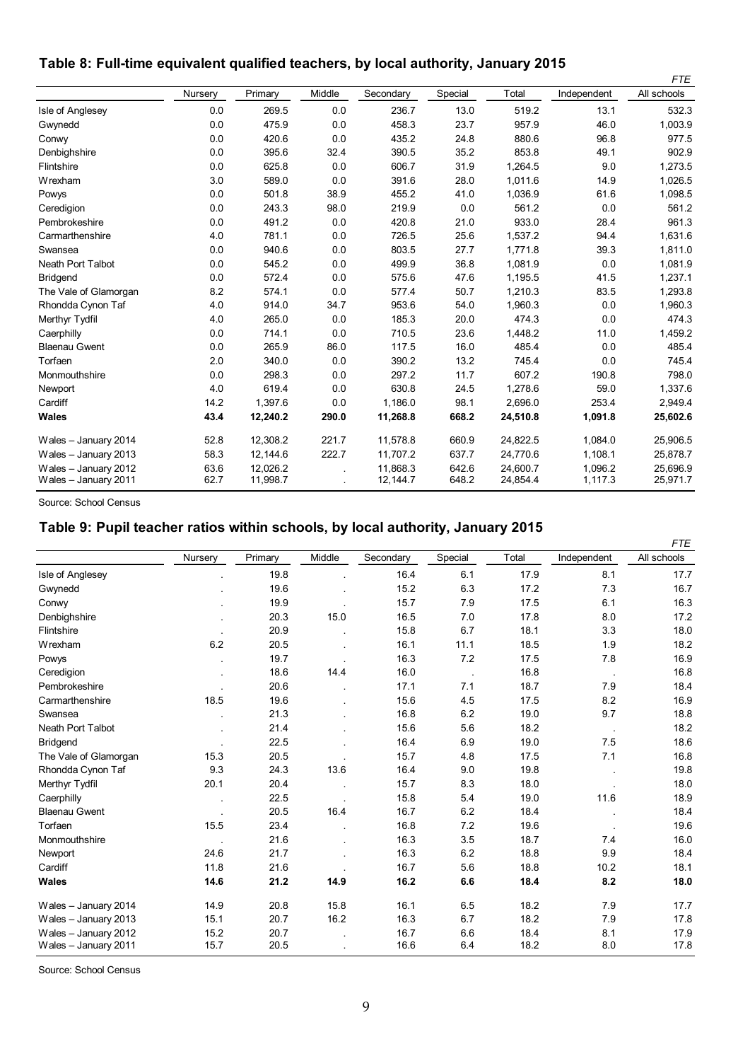## Table 8: Full-time equivalent qualified teachers, by local authority, January 2015

*FTE*

| | Nursery | Primary | Middle | Secondary | Special | Total | Independent | All schools |
|---|---|---|---|---|---|---|---|---|
| Isle of Anglesey | 0.0 | 269.5 | 0.0 | 236.7 | 13.0 | 519.2 | 13.1 | 532.3 |
| Gwynedd | 0.0 | 475.9 | 0.0 | 458.3 | 23.7 | 957.9 | 46.0 | 1,003.9 |
| Conwy | 0.0 | 420.6 | 0.0 | 435.2 | 24.8 | 880.6 | 96.8 | 977.5 |
| Denbighshire | 0.0 | 395.6 | 32.4 | 390.5 | 35.2 | 853.8 | 49.1 | 902.9 |
| Flintshire | 0.0 | 625.8 | 0.0 | 606.7 | 31.9 | 1,264.5 | 9.0 | 1,273.5 |
| Wrexham | 3.0 | 589.0 | 0.0 | 391.6 | 28.0 | 1,011.6 | 14.9 | 1,026.5 |
| Powys | 0.0 | 501.8 | 38.9 | 455.2 | 41.0 | 1,036.9 | 61.6 | 1,098.5 |
| Ceredigion | 0.0 | 243.3 | 98.0 | 219.9 | 0.0 | 561.2 | 0.0 | 561.2 |
| Pembrokeshire | 0.0 | 491.2 | 0.0 | 420.8 | 21.0 | 933.0 | 28.4 | 961.3 |
| Carmarthenshire | 4.0 | 781.1 | 0.0 | 726.5 | 25.6 | 1,537.2 | 94.4 | 1,631.6 |
| Swansea | 0.0 | 940.6 | 0.0 | 803.5 | 27.7 | 1,771.8 | 39.3 | 1,811.0 |
| Neath Port Talbot | 0.0 | 545.2 | 0.0 | 499.9 | 36.8 | 1,081.9 | 0.0 | 1,081.9 |
| Bridgend | 0.0 | 572.4 | 0.0 | 575.6 | 47.6 | 1,195.5 | 41.5 | 1,237.1 |
| The Vale of Glamorgan | 8.2 | 574.1 | 0.0 | 577.4 | 50.7 | 1,210.3 | 83.5 | 1,293.8 |
| Rhondda Cynon Taf | 4.0 | 914.0 | 34.7 | 953.6 | 54.0 | 1,960.3 | 0.0 | 1,960.3 |
| Merthyr Tydfil | 4.0 | 265.0 | 0.0 | 185.3 | 20.0 | 474.3 | 0.0 | 474.3 |
| Caerphilly | 0.0 | 714.1 | 0.0 | 710.5 | 23.6 | 1,448.2 | 11.0 | 1,459.2 |
| Blaenau Gwent | 0.0 | 265.9 | 86.0 | 117.5 | 16.0 | 485.4 | 0.0 | 485.4 |
| Torfaen | 2.0 | 340.0 | 0.0 | 390.2 | 13.2 | 745.4 | 0.0 | 745.4 |
| Monmouthshire | 0.0 | 298.3 | 0.0 | 297.2 | 11.7 | 607.2 | 190.8 | 798.0 |
| Newport | 4.0 | 619.4 | 0.0 | 630.8 | 24.5 | 1,278.6 | 59.0 | 1,337.6 |
| Cardiff | 14.2 | 1,397.6 | 0.0 | 1,186.0 | 98.1 | 2,696.0 | 253.4 | 2,949.4 |
| **Wales** | **43.4** | **12,240.2** | **290.0** | **11,268.8** | **668.2** | **24,510.8** | **1,091.8** | **25,602.6** |
| Wales – January 2014 | 52.8 | 12,308.2 | 221.7 | 11,578.8 | 660.9 | 24,822.5 | 1,084.0 | 25,906.5 |
| Wales – January 2013 | 58.3 | 12,144.6 | 222.7 | 11,707.2 | 637.7 | 24,770.6 | 1,108.1 | 25,878.7 |
| Wales – January 2012 | 63.6 | 12,026.2 | . | 11,868.3 | 642.6 | 24,600.7 | 1,096.2 | 25,696.9 |
| Wales – January 2011 | 62.7 | 11,998.7 | . | 12,144.7 | 648.2 | 24,854.4 | 1,117.3 | 25,971.7 |

Source: School Census

## Table 9: Pupil teacher ratios within schools, by local authority, January 2015

*FTE*

| | Nursery | Primary | Middle | Secondary | Special | Total | Independent | All schools |
|---|---|---|---|---|---|---|---|---|
| Isle of Anglesey | . | 19.8 | . | 16.4 | 6.1 | 17.9 | 8.1 | 17.7 |
| Gwynedd | . | 19.6 | . | 15.2 | 6.3 | 17.2 | 7.3 | 16.7 |
| Conwy | . | 19.9 | . | 15.7 | 7.9 | 17.5 | 6.1 | 16.3 |
| Denbighshire | . | 20.3 | 15.0 | 16.5 | 7.0 | 17.8 | 8.0 | 17.2 |
| Flintshire | . | 20.9 | . | 15.8 | 6.7 | 18.1 | 3.3 | 18.0 |
| Wrexham | 6.2 | 20.5 | . | 16.1 | 11.1 | 18.5 | 1.9 | 18.2 |
| Powys | . | 19.7 | . | 16.3 | 7.2 | 17.5 | 7.8 | 16.9 |
| Ceredigion | . | 18.6 | 14.4 | 16.0 | . | 16.8 | . | 16.8 |
| Pembrokeshire | . | 20.6 | . | 17.1 | 7.1 | 18.7 | 7.9 | 18.4 |
| Carmarthenshire | 18.5 | 19.6 | . | 15.6 | 4.5 | 17.5 | 8.2 | 16.9 |
| Swansea | . | 21.3 | . | 16.8 | 6.2 | 19.0 | 9.7 | 18.8 |
| Neath Port Talbot | . | 21.4 | . | 15.6 | 5.6 | 18.2 | . | 18.2 |
| Bridgend | . | 22.5 | . | 16.4 | 6.9 | 19.0 | 7.5 | 18.6 |
| The Vale of Glamorgan | 15.3 | 20.5 | . | 15.7 | 4.8 | 17.5 | 7.1 | 16.8 |
| Rhondda Cynon Taf | 9.3 | 24.3 | 13.6 | 16.4 | 9.0 | 19.8 | . | 19.8 |
| Merthyr Tydfil | 20.1 | 20.4 | . | 15.7 | 8.3 | 18.0 | . | 18.0 |
| Caerphilly | . | 22.5 | . | 15.8 | 5.4 | 19.0 | 11.6 | 18.9 |
| Blaenau Gwent | . | 20.5 | 16.4 | 16.7 | 6.2 | 18.4 | . | 18.4 |
| Torfaen | 15.5 | 23.4 | . | 16.8 | 7.2 | 19.6 | . | 19.6 |
| Monmouthshire | . | 21.6 | . | 16.3 | 3.5 | 18.7 | 7.4 | 16.0 |
| Newport | 24.6 | 21.7 | . | 16.3 | 6.2 | 18.8 | 9.9 | 18.4 |
| Cardiff | 11.8 | 21.6 | . | 16.7 | 5.6 | 18.8 | 10.2 | 18.1 |
| **Wales** | **14.6** | **21.2** | **14.9** | **16.2** | **6.6** | **18.4** | **8.2** | **18.0** |
| Wales – January 2014 | 14.9 | 20.8 | 15.8 | 16.1 | 6.5 | 18.2 | 7.9 | 17.7 |
| Wales – January 2013 | 15.1 | 20.7 | 16.2 | 16.3 | 6.7 | 18.2 | 7.9 | 17.8 |
| Wales – January 2012 | 15.2 | 20.7 | . | 16.7 | 6.6 | 18.4 | 8.1 | 17.9 |
| Wales – January 2011 | 15.7 | 20.5 | . | 16.6 | 6.4 | 18.2 | 8.0 | 17.8 |

Source: School Census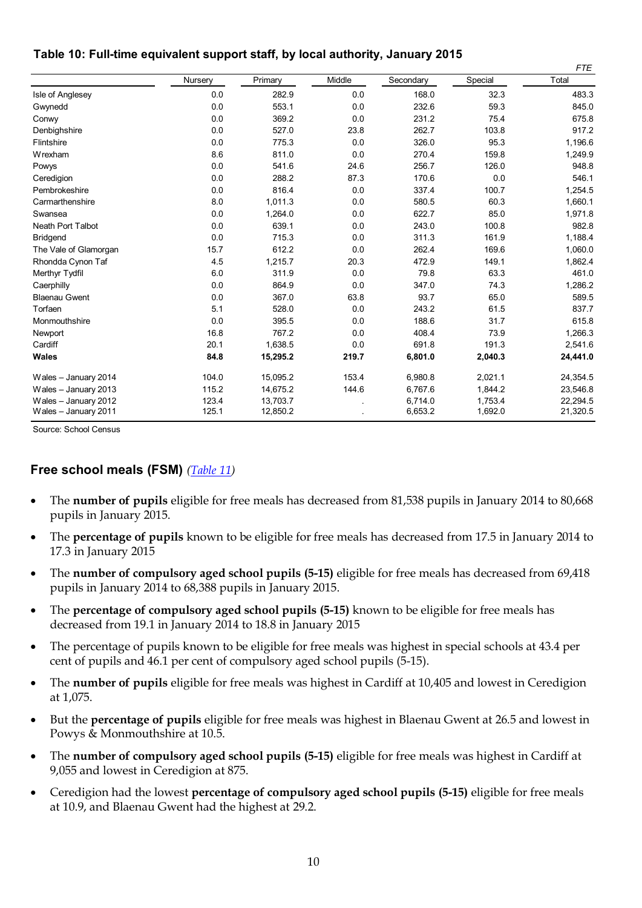**Table 10: Full-time equivalent support staff, by local authority, January 2015**

*FTE*

| | Nursery | Primary | Middle | Secondary | Special | Total |
|---|---|---|---|---|---|---|
| Isle of Anglesey | 0.0 | 282.9 | 0.0 | 168.0 | 32.3 | 483.3 |
| Gwynedd | 0.0 | 553.1 | 0.0 | 232.6 | 59.3 | 845.0 |
| Conwy | 0.0 | 369.2 | 0.0 | 231.2 | 75.4 | 675.8 |
| Denbighshire | 0.0 | 527.0 | 23.8 | 262.7 | 103.8 | 917.2 |
| Flintshire | 0.0 | 775.3 | 0.0 | 326.0 | 95.3 | 1,196.6 |
| Wrexham | 8.6 | 811.0 | 0.0 | 270.4 | 159.8 | 1,249.9 |
| Powys | 0.0 | 541.6 | 24.6 | 256.7 | 126.0 | 948.8 |
| Ceredigion | 0.0 | 288.2 | 87.3 | 170.6 | 0.0 | 546.1 |
| Pembrokeshire | 0.0 | 816.4 | 0.0 | 337.4 | 100.7 | 1,254.5 |
| Carmarthenshire | 8.0 | 1,011.3 | 0.0 | 580.5 | 60.3 | 1,660.1 |
| Swansea | 0.0 | 1,264.0 | 0.0 | 622.7 | 85.0 | 1,971.8 |
| Neath Port Talbot | 0.0 | 639.1 | 0.0 | 243.0 | 100.8 | 982.8 |
| Bridgend | 0.0 | 715.3 | 0.0 | 311.3 | 161.9 | 1,188.4 |
| The Vale of Glamorgan | 15.7 | 612.2 | 0.0 | 262.4 | 169.6 | 1,060.0 |
| Rhondda Cynon Taf | 4.5 | 1,215.7 | 20.3 | 472.9 | 149.1 | 1,862.4 |
| Merthyr Tydfil | 6.0 | 311.9 | 0.0 | 79.8 | 63.3 | 461.0 |
| Caerphilly | 0.0 | 864.9 | 0.0 | 347.0 | 74.3 | 1,286.2 |
| Blaenau Gwent | 0.0 | 367.0 | 63.8 | 93.7 | 65.0 | 589.5 |
| Torfaen | 5.1 | 528.0 | 0.0 | 243.2 | 61.5 | 837.7 |
| Monmouthshire | 0.0 | 395.5 | 0.0 | 188.6 | 31.7 | 615.8 |
| Newport | 16.8 | 767.2 | 0.0 | 408.4 | 73.9 | 1,266.3 |
| Cardiff | 20.1 | 1,638.5 | 0.0 | 691.8 | 191.3 | 2,541.6 |
| **Wales** | **84.8** | **15,295.2** | **219.7** | **6,801.0** | **2,040.3** | **24,441.0** |
| Wales – January 2014 | 104.0 | 15,095.2 | 153.4 | 6,980.8 | 2,021.1 | 24,354.5 |
| Wales – January 2013 | 115.2 | 14,675.2 | 144.6 | 6,767.6 | 1,844.2 | 23,546.8 |
| Wales – January 2012 | 123.4 | 13,703.7 | . | 6,714.0 | 1,753.4 | 22,294.5 |
| Wales – January 2011 | 125.1 | 12,850.2 | . | 6,653.2 | 1,692.0 | 21,320.5 |

Source: School Census

## Free school meals (FSM) *(Table 11)*

- The **number of pupils** eligible for free meals has decreased from 81,538 pupils in January 2014 to 80,668 pupils in January 2015.
- The **percentage of pupils** known to be eligible for free meals has decreased from 17.5 in January 2014 to 17.3 in January 2015
- The **number of compulsory aged school pupils (5-15)** eligible for free meals has decreased from 69,418 pupils in January 2014 to 68,388 pupils in January 2015.
- The **percentage of compulsory aged school pupils (5-15)** known to be eligible for free meals has decreased from 19.1 in January 2014 to 18.8 in January 2015
- The percentage of pupils known to be eligible for free meals was highest in special schools at 43.4 per cent of pupils and 46.1 per cent of compulsory aged school pupils (5-15).
- The **number of pupils** eligible for free meals was highest in Cardiff at 10,405 and lowest in Ceredigion at 1,075.
- But the **percentage of pupils** eligible for free meals was highest in Blaenau Gwent at 26.5 and lowest in Powys & Monmouthshire at 10.5.
- The **number of compulsory aged school pupils (5-15)** eligible for free meals was highest in Cardiff at 9,055 and lowest in Ceredigion at 875.
- Ceredigion had the lowest **percentage of compulsory aged school pupils (5-15)** eligible for free meals at 10.9, and Blaenau Gwent had the highest at 29.2.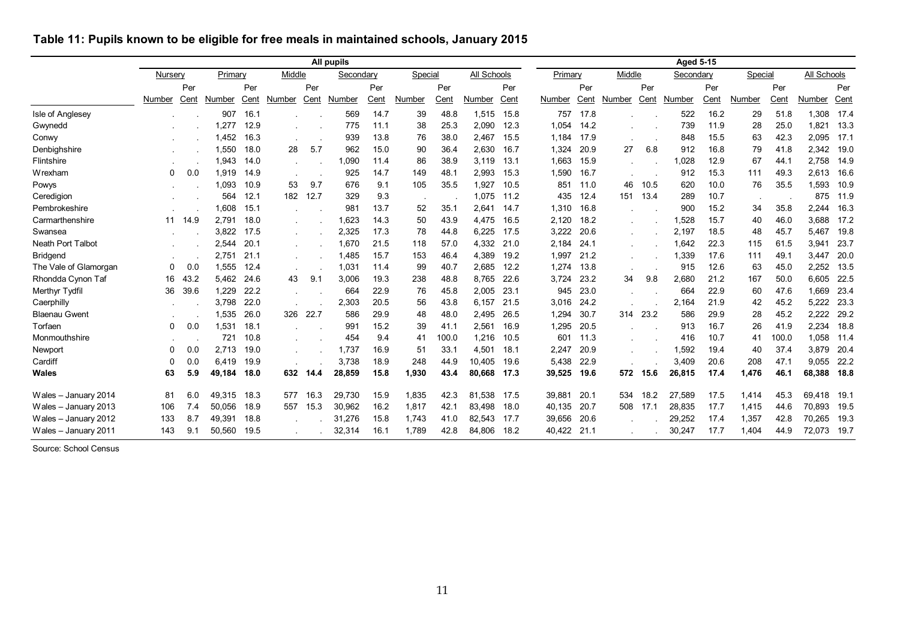## Table 11: Pupils known to be eligible for free meals in maintained schools, January 2015

| | All pupils | | | | | | | | | | | | Aged 5-15 | | | | | | | | | |
|---|---|---|---|---|---|---|---|---|---|---|---|---|---|---|---|---|---|---|---|---|---|---|
| | Nursery | | Primary | | Middle | | Secondary | | Special | | All Schools | | Primary | | Middle | | Secondary | | Special | | All Schools | |
| | Number | Per Cent | Number | Per Cent | Number | Per Cent | Number | Per Cent | Number | Per Cent | Number | Per Cent | Number | Per Cent | Number | Per Cent | Number | Per Cent | Number | Per Cent | Number | Per Cent |
| Isle of Anglesey | . | . | 907 | 16.1 | . | . | 569 | 14.7 | 39 | 48.8 | 1,515 | 15.8 | 757 | 17.8 | . | . | 522 | 16.2 | 29 | 51.8 | 1,308 | 17.4 |
| Gwynedd | . | . | 1,277 | 12.9 | . | . | 775 | 11.1 | 38 | 25.3 | 2,090 | 12.3 | 1,054 | 14.2 | . | . | 739 | 11.9 | 28 | 25.0 | 1,821 | 13.3 |
| Conwy | . | . | 1,452 | 16.3 | . | . | 939 | 13.8 | 76 | 38.0 | 2,467 | 15.5 | 1,184 | 17.9 | . | . | 848 | 15.5 | 63 | 42.3 | 2,095 | 17.1 |
| Denbighshire | . | . | 1,550 | 18.0 | 28 | 5.7 | 962 | 15.0 | 90 | 36.4 | 2,630 | 16.7 | 1,324 | 20.9 | 27 | 6.8 | 912 | 16.8 | 79 | 41.8 | 2,342 | 19.0 |
| Flintshire | . | . | 1,943 | 14.0 | . | . | 1,090 | 11.4 | 86 | 38.9 | 3,119 | 13.1 | 1,663 | 15.9 | . | . | 1,028 | 12.9 | 67 | 44.1 | 2,758 | 14.9 |
| Wrexham | 0 | 0.0 | 1,919 | 14.9 | . | . | 925 | 14.7 | 149 | 48.1 | 2,993 | 15.3 | 1,590 | 16.7 | . | . | 912 | 15.3 | 111 | 49.3 | 2,613 | 16.6 |
| Powys | . | . | 1,093 | 10.9 | 53 | 9.7 | 676 | 9.1 | 105 | 35.5 | 1,927 | 10.5 | 851 | 11.0 | 46 | 10.5 | 620 | 10.0 | 76 | 35.5 | 1,593 | 10.9 |
| Ceredigion | . | . | 564 | 12.1 | 182 | 12.7 | 329 | 9.3 | . | . | 1,075 | 11.2 | 435 | 12.4 | 151 | 13.4 | 289 | 10.7 | . | . | 875 | 11.9 |
| Pembrokeshire | . | . | 1,608 | 15.1 | . | . | 981 | 13.7 | 52 | 35.1 | 2,641 | 14.7 | 1,310 | 16.8 | . | . | 900 | 15.2 | 34 | 35.8 | 2,244 | 16.3 |
| Carmarthenshire | 11 | 14.9 | 2,791 | 18.0 | . | . | 1,623 | 14.3 | 50 | 43.9 | 4,475 | 16.5 | 2,120 | 18.2 | . | . | 1,528 | 15.7 | 40 | 46.0 | 3,688 | 17.2 |
| Swansea | . | . | 3,822 | 17.5 | . | . | 2,325 | 17.3 | 78 | 44.8 | 6,225 | 17.5 | 3,222 | 20.6 | . | . | 2,197 | 18.5 | 48 | 45.7 | 5,467 | 19.8 |
| Neath Port Talbot | . | . | 2,544 | 20.1 | . | . | 1,670 | 21.5 | 118 | 57.0 | 4,332 | 21.0 | 2,184 | 24.1 | . | . | 1,642 | 22.3 | 115 | 61.5 | 3,941 | 23.7 |
| Bridgend | . | . | 2,751 | 21.1 | . | . | 1,485 | 15.7 | 153 | 46.4 | 4,389 | 19.2 | 1,997 | 21.2 | . | . | 1,339 | 17.6 | 111 | 49.1 | 3,447 | 20.0 |
| The Vale of Glamorgan | 0 | 0.0 | 1,555 | 12.4 | . | . | 1,031 | 11.4 | 99 | 40.7 | 2,685 | 12.2 | 1,274 | 13.8 | . | . | 915 | 12.6 | 63 | 45.0 | 2,252 | 13.5 |
| Rhondda Cynon Taf | 16 | 43.2 | 5,462 | 24.6 | 43 | 9.1 | 3,006 | 19.3 | 238 | 48.8 | 8,765 | 22.6 | 3,724 | 23.2 | 34 | 9.8 | 2,680 | 21.2 | 167 | 50.0 | 6,605 | 22.5 |
| Merthyr Tydfil | 36 | 39.6 | 1,229 | 22.2 | . | . | 664 | 22.9 | 76 | 45.8 | 2,005 | 23.1 | 945 | 23.0 | . | . | 664 | 22.9 | 60 | 47.6 | 1,669 | 23.4 |
| Caerphilly | . | . | 3,798 | 22.0 | . | . | 2,303 | 20.5 | 56 | 43.8 | 6,157 | 21.5 | 3,016 | 24.2 | . | . | 2,164 | 21.9 | 42 | 45.2 | 5,222 | 23.3 |
| Blaenau Gwent | . | . | 1,535 | 26.0 | 326 | 22.7 | 586 | 29.9 | 48 | 48.0 | 2,495 | 26.5 | 1,294 | 30.7 | 314 | 23.2 | 586 | 29.9 | 28 | 45.2 | 2,222 | 29.2 |
| Torfaen | 0 | 0.0 | 1,531 | 18.1 | . | . | 991 | 15.2 | 39 | 41.1 | 2,561 | 16.9 | 1,295 | 20.5 | . | . | 913 | 16.7 | 26 | 41.9 | 2,234 | 18.8 |
| Monmouthshire | . | . | 721 | 10.8 | . | . | 454 | 9.4 | 41 | 100.0 | 1,216 | 10.5 | 601 | 11.3 | . | . | 416 | 10.7 | 41 | 100.0 | 1,058 | 11.4 |
| Newport | 0 | 0.0 | 2,713 | 19.0 | . | . | 1,737 | 16.9 | 51 | 33.1 | 4,501 | 18.1 | 2,247 | 20.9 | . | . | 1,592 | 19.4 | 40 | 37.4 | 3,879 | 20.4 |
| Cardiff | 0 | 0.0 | 6,419 | 19.9 | . | . | 3,738 | 18.9 | 248 | 44.9 | 10,405 | 19.6 | 5,438 | 22.9 | . | . | 3,409 | 20.6 | 208 | 47.1 | 9,055 | 22.2 |
| **Wales** | **63** | **5.9** | **49,184** | **18.0** | **632** | **14.4** | **28,859** | **15.8** | **1,930** | **43.4** | **80,668** | **17.3** | **39,525** | **19.6** | **572** | **15.6** | **26,815** | **17.4** | **1,476** | **46.1** | **68,388** | **18.8** |
| Wales – January 2014 | 81 | 6.0 | 49,315 | 18.3 | 577 | 16.3 | 29,730 | 15.9 | 1,835 | 42.3 | 81,538 | 17.5 | 39,881 | 20.1 | 534 | 18.2 | 27,589 | 17.5 | 1,414 | 45.3 | 69,418 | 19.1 |
| Wales – January 2013 | 106 | 7.4 | 50,056 | 18.9 | 557 | 15.3 | 30,962 | 16.2 | 1,817 | 42.1 | 83,498 | 18.0 | 40,135 | 20.7 | 508 | 17.1 | 28,835 | 17.7 | 1,415 | 44.6 | 70,893 | 19.5 |
| Wales – January 2012 | 133 | 8.7 | 49,391 | 18.8 | . | . | 31,276 | 15.8 | 1,743 | 41.0 | 82,543 | 17.7 | 39,656 | 20.6 | . | . | 29,252 | 17.4 | 1,357 | 42.8 | 70,265 | 19.3 |
| Wales – January 2011 | 143 | 9.1 | 50,560 | 19.5 | . | . | 32,314 | 16.1 | 1,789 | 42.8 | 84,806 | 18.2 | 40,422 | 21.1 | . | . | 30,247 | 17.7 | 1,404 | 44.9 | 72,073 | 19.7 |

Source: School Census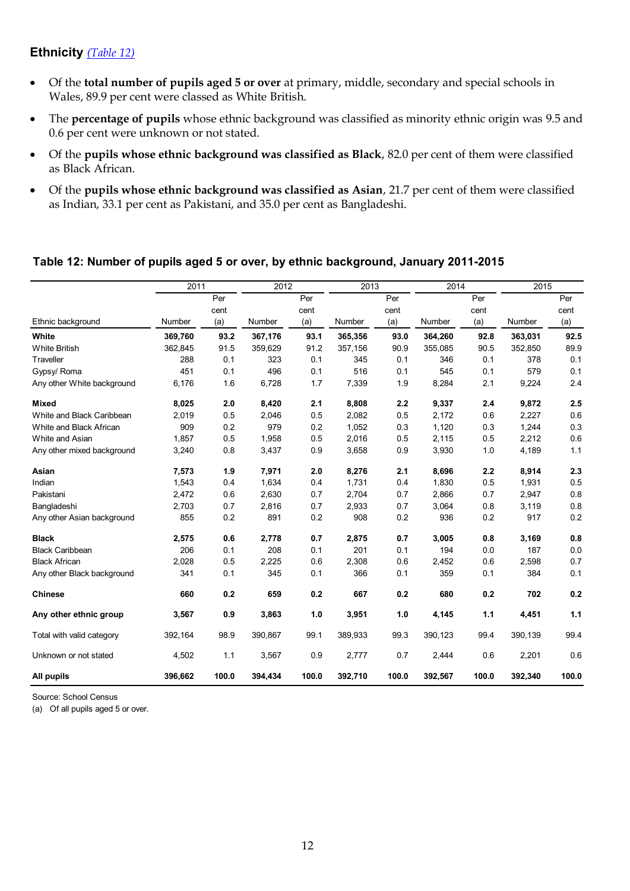## Ethnicity *(Table 12)*

- Of the **total number of pupils aged 5 or over** at primary, middle, secondary and special schools in Wales, 89.9 per cent were classed as White British.
- The **percentage of pupils** whose ethnic background was classified as minority ethnic origin was 9.5 and 0.6 per cent were unknown or not stated.
- Of the **pupils whose ethnic background was classified as Black**, 82.0 per cent of them were classified as Black African.
- Of the **pupils whose ethnic background was classified as Asian**, 21.7 per cent of them were classified as Indian, 33.1 per cent as Pakistani, and 35.0 per cent as Bangladeshi.

### Table 12: Number of pupils aged 5 or over, by ethnic background, January 2011-2015

| | 2011 | | 2012 | | 2013 | | 2014 | | 2015 | |
|---|---|---|---|---|---|---|---|---|---|---|
| Ethnic background | Number | Per cent (a) | Number | Per cent (a) | Number | Per cent (a) | Number | Per cent (a) | Number | Per cent (a) |
| **White** | **369,760** | **93.2** | **367,176** | **93.1** | **365,356** | **93.0** | **364,260** | **92.8** | **363,031** | **92.5** |
| White British | 362,845 | 91.5 | 359,629 | 91.2 | 357,156 | 90.9 | 355,085 | 90.5 | 352,850 | 89.9 |
| Traveller | 288 | 0.1 | 323 | 0.1 | 345 | 0.1 | 346 | 0.1 | 378 | 0.1 |
| Gypsy/ Roma | 451 | 0.1 | 496 | 0.1 | 516 | 0.1 | 545 | 0.1 | 579 | 0.1 |
| Any other White background | 6,176 | 1.6 | 6,728 | 1.7 | 7,339 | 1.9 | 8,284 | 2.1 | 9,224 | 2.4 |
| **Mixed** | **8,025** | **2.0** | **8,420** | **2.1** | **8,808** | **2.2** | **9,337** | **2.4** | **9,872** | **2.5** |
| White and Black Caribbean | 2,019 | 0.5 | 2,046 | 0.5 | 2,082 | 0.5 | 2,172 | 0.6 | 2,227 | 0.6 |
| White and Black African | 909 | 0.2 | 979 | 0.2 | 1,052 | 0.3 | 1,120 | 0.3 | 1,244 | 0.3 |
| White and Asian | 1,857 | 0.5 | 1,958 | 0.5 | 2,016 | 0.5 | 2,115 | 0.5 | 2,212 | 0.6 |
| Any other mixed background | 3,240 | 0.8 | 3,437 | 0.9 | 3,658 | 0.9 | 3,930 | 1.0 | 4,189 | 1.1 |
| **Asian** | **7,573** | **1.9** | **7,971** | **2.0** | **8,276** | **2.1** | **8,696** | **2.2** | **8,914** | **2.3** |
| Indian | 1,543 | 0.4 | 1,634 | 0.4 | 1,731 | 0.4 | 1,830 | 0.5 | 1,931 | 0.5 |
| Pakistani | 2,472 | 0.6 | 2,630 | 0.7 | 2,704 | 0.7 | 2,866 | 0.7 | 2,947 | 0.8 |
| Bangladeshi | 2,703 | 0.7 | 2,816 | 0.7 | 2,933 | 0.7 | 3,064 | 0.8 | 3,119 | 0.8 |
| Any other Asian background | 855 | 0.2 | 891 | 0.2 | 908 | 0.2 | 936 | 0.2 | 917 | 0.2 |
| **Black** | **2,575** | **0.6** | **2,778** | **0.7** | **2,875** | **0.7** | **3,005** | **0.8** | **3,169** | **0.8** |
| Black Caribbean | 206 | 0.1 | 208 | 0.1 | 201 | 0.1 | 194 | 0.0 | 187 | 0.0 |
| Black African | 2,028 | 0.5 | 2,225 | 0.6 | 2,308 | 0.6 | 2,452 | 0.6 | 2,598 | 0.7 |
| Any other Black background | 341 | 0.1 | 345 | 0.1 | 366 | 0.1 | 359 | 0.1 | 384 | 0.1 |
| **Chinese** | **660** | **0.2** | **659** | **0.2** | **667** | **0.2** | **680** | **0.2** | **702** | **0.2** |
| **Any other ethnic group** | **3,567** | **0.9** | **3,863** | **1.0** | **3,951** | **1.0** | **4,145** | **1.1** | **4,451** | **1.1** |
| Total with valid category | 392,164 | 98.9 | 390,867 | 99.1 | 389,933 | 99.3 | 390,123 | 99.4 | 390,139 | 99.4 |
| Unknown or not stated | 4,502 | 1.1 | 3,567 | 0.9 | 2,777 | 0.7 | 2,444 | 0.6 | 2,201 | 0.6 |
| **All pupils** | **396,662** | **100.0** | **394,434** | **100.0** | **392,710** | **100.0** | **392,567** | **100.0** | **392,340** | **100.0** |

Source: School Census

(a) Of all pupils aged 5 or over.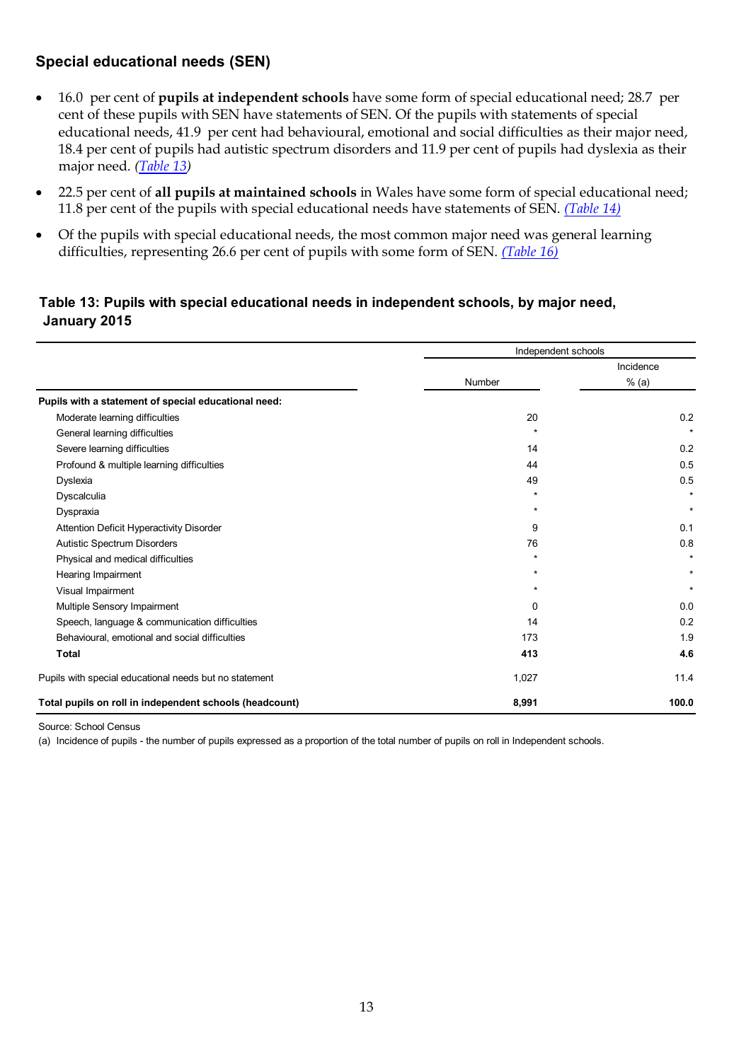## Special educational needs (SEN)

- 16.0 per cent of **pupils at independent schools** have some form of special educational need; 28.7 per cent of these pupils with SEN have statements of SEN. Of the pupils with statements of special educational needs, 41.9 per cent had behavioural, emotional and social difficulties as their major need, 18.4 per cent of pupils had autistic spectrum disorders and 11.9 per cent of pupils had dyslexia as their major need. *(Table 13)*
- 22.5 per cent of **all pupils at maintained schools** in Wales have some form of special educational need; 11.8 per cent of the pupils with special educational needs have statements of SEN. *(Table 14)*
- Of the pupils with special educational needs, the most common major need was general learning difficulties, representing 26.6 per cent of pupils with some form of SEN. *(Table 16)*

### Table 13: Pupils with special educational needs in independent schools, by major need, January 2015

| | Independent schools | |
|---|---|---|
| | Number | Incidence % (a) |
| **Pupils with a statement of special educational need:** | | |
| Moderate learning difficulties | 20 | 0.2 |
| General learning difficulties | * | * |
| Severe learning difficulties | 14 | 0.2 |
| Profound & multiple learning difficulties | 44 | 0.5 |
| Dyslexia | 49 | 0.5 |
| Dyscalculia | * | * |
| Dyspraxia | * | * |
| Attention Deficit Hyperactivity Disorder | 9 | 0.1 |
| Autistic Spectrum Disorders | 76 | 0.8 |
| Physical and medical difficulties | * | * |
| Hearing Impairment | * | * |
| Visual Impairment | * | * |
| Multiple Sensory Impairment | 0 | 0.0 |
| Speech, language & communication difficulties | 14 | 0.2 |
| Behavioural, emotional and social difficulties | 173 | 1.9 |
| **Total** | **413** | **4.6** |
| Pupils with special educational needs but no statement | 1,027 | 11.4 |
| **Total pupils on roll in independent schools (headcount)** | **8,991** | **100.0** |

Source: School Census

(a) Incidence of pupils - the number of pupils expressed as a proportion of the total number of pupils on roll in Independent schools.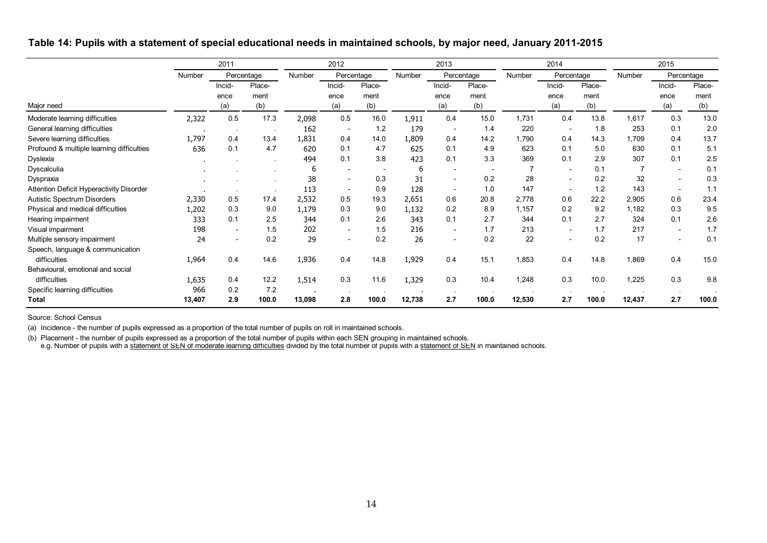**Table 14: Pupils with a statement of special educational needs in maintained schools, by major need, January 2011-2015**

| | 2011 | | | 2012 | | | 2013 | | | 2014 | | | 2015 | | |
|---|---|---|---|---|---|---|---|---|---|---|---|---|---|---|---|
| | Number | Percentage | | Number | Percentage | | Number | Percentage | | Number | Percentage | | Number | Percentage | |
| Major need | | Incid-ence (a) | Place-ment (b) | | Incid-ence (a) | Place-ment (b) | | Incid-ence (a) | Place-ment (b) | | Incid-ence (a) | Place-ment (b) | | Incid-ence (a) | Place-ment (b) |
| Moderate learning difficulties | 2,322 | 0.5 | 17.3 | 2,098 | 0.5 | 16.0 | 1,911 | 0.4 | 15.0 | 1,731 | 0.4 | 13.8 | 1,617 | 0.3 | 13.0 |
| General learning difficulties | . | . | . | 162 | - | 1.2 | 179 | - | 1.4 | 220 | - | 1.8 | 253 | 0.1 | 2.0 |
| Severe learning difficulties | 1,797 | 0.4 | 13.4 | 1,831 | 0.4 | 14.0 | 1,809 | 0.4 | 14.2 | 1,790 | 0.4 | 14.3 | 1,709 | 0.4 | 13.7 |
| Profound & multiple learning difficulties | 636 | 0.1 | 4.7 | 620 | 0.1 | 4.7 | 625 | 0.1 | 4.9 | 623 | 0.1 | 5.0 | 630 | 0.1 | 5.1 |
| Dyslexia | . | . | . | 494 | 0.1 | 3.8 | 423 | 0.1 | 3.3 | 369 | 0.1 | 2.9 | 307 | 0.1 | 2.5 |
| Dyscalculia | . | . | . | 6 | - | - | 6 | - | - | 7 | - | 0.1 | 7 | - | 0.1 |
| Dyspraxia | . | . | . | 38 | - | 0.3 | 31 | - | 0.2 | 28 | - | 0.2 | 32 | - | 0.3 |
| Attention Deficit Hyperactivity Disorder | . | . | . | 113 | - | 0.9 | 128 | - | 1.0 | 147 | - | 1.2 | 143 | - | 1.1 |
| Autistic Spectrum Disorders | 2,330 | 0.5 | 17.4 | 2,532 | 0.5 | 19.3 | 2,651 | 0.6 | 20.8 | 2,778 | 0.6 | 22.2 | 2,905 | 0.6 | 23.4 |
| Physical and medical difficulties | 1,202 | 0.3 | 9.0 | 1,179 | 0.3 | 9.0 | 1,132 | 0.2 | 8.9 | 1,157 | 0.2 | 9.2 | 1,182 | 0.3 | 9.5 |
| Hearing impairment | 333 | 0.1 | 2.5 | 344 | 0.1 | 2.6 | 343 | 0.1 | 2.7 | 344 | 0.1 | 2.7 | 324 | 0.1 | 2.6 |
| Visual impairment | 198 | - | 1.5 | 202 | - | 1.5 | 216 | - | 1.7 | 213 | - | 1.7 | 217 | - | 1.7 |
| Multiple sensory impairment | 24 | - | 0.2 | 29 | - | 0.2 | 26 | - | 0.2 | 22 | - | 0.2 | 17 | - | 0.1 |
| Speech, language & communication difficulties | 1,964 | 0.4 | 14.6 | 1,936 | 0.4 | 14.8 | 1,929 | 0.4 | 15.1 | 1,853 | 0.4 | 14.8 | 1,869 | 0.4 | 15.0 |
| Behavioural, emotional and social difficulties | 1,635 | 0.4 | 12.2 | 1,514 | 0.3 | 11.6 | 1,329 | 0.3 | 10.4 | 1,248 | 0.3 | 10.0 | 1,225 | 0.3 | 9.8 |
| Specific learning difficulties | 966 | 0.2 | 7.2 | . | . | . | . | . | . | . | . | . | . | . | . |
| **Total** | **13,407** | **2.9** | **100.0** | **13,098** | **2.8** | **100.0** | **12,738** | **2.7** | **100.0** | **12,530** | **2.7** | **100.0** | **12,437** | **2.7** | **100.0** |

Source: School Census

(a) Incidence - the number of pupils expressed as a proportion of the total number of pupils on roll in maintained schools.

(b) Placement - the number of pupils expressed as a proportion of the total number of pupils within each SEN grouping in maintained schools.
e.g. Number of pupils with a statement of SEN of moderate learning difficulties divided by the total number of pupils with a statement of SEN in maintained schools.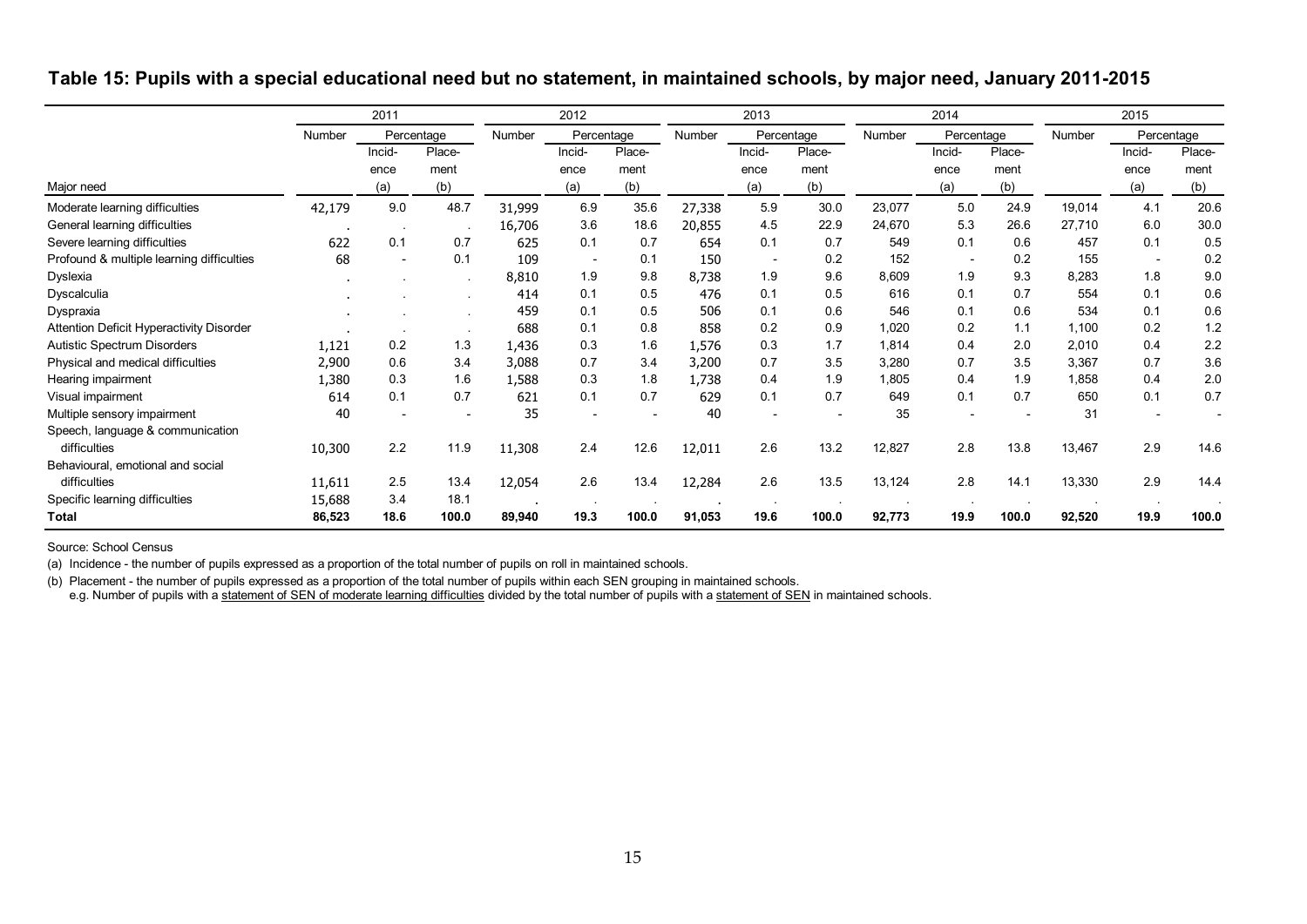## Table 15: Pupils with a special educational need but no statement, in maintained schools, by major need, January 2011-2015

| | 2011 | | | 2012 | | | 2013 | | | 2014 | | | 2015 | | |
|---|---|---|---|---|---|---|---|---|---|---|---|---|---|---|---|
| | Number | Percentage | | Number | Percentage | | Number | Percentage | | Number | Percentage | | Number | Percentage | |
| Major need | | Incidence (a) | Placement (b) | | Incidence (a) | Placement (b) | | Incidence (a) | Placement (b) | | Incidence (a) | Placement (b) | | Incidence (a) | Placement (b) |
| Moderate learning difficulties | 42,179 | 9.0 | 48.7 | 31,999 | 6.9 | 35.6 | 27,338 | 5.9 | 30.0 | 23,077 | 5.0 | 24.9 | 19,014 | 4.1 | 20.6 |
| General learning difficulties | . | . | . | 16,706 | 3.6 | 18.6 | 20,855 | 4.5 | 22.9 | 24,670 | 5.3 | 26.6 | 27,710 | 6.0 | 30.0 |
| Severe learning difficulties | 622 | 0.1 | 0.7 | 625 | 0.1 | 0.7 | 654 | 0.1 | 0.7 | 549 | 0.1 | 0.6 | 457 | 0.1 | 0.5 |
| Profound & multiple learning difficulties | 68 | - | 0.1 | 109 | - | 0.1 | 150 | - | 0.2 | 152 | - | 0.2 | 155 | - | 0.2 |
| Dyslexia | . | . | . | 8,810 | 1.9 | 9.8 | 8,738 | 1.9 | 9.6 | 8,609 | 1.9 | 9.3 | 8,283 | 1.8 | 9.0 |
| Dyscalculia | . | . | . | 414 | 0.1 | 0.5 | 476 | 0.1 | 0.5 | 616 | 0.1 | 0.7 | 554 | 0.1 | 0.6 |
| Dyspraxia | . | . | . | 459 | 0.1 | 0.5 | 506 | 0.1 | 0.6 | 546 | 0.1 | 0.6 | 534 | 0.1 | 0.6 |
| Attention Deficit Hyperactivity Disorder | . | . | . | 688 | 0.1 | 0.8 | 858 | 0.2 | 0.9 | 1,020 | 0.2 | 1.1 | 1,100 | 0.2 | 1.2 |
| Autistic Spectrum Disorders | 1,121 | 0.2 | 1.3 | 1,436 | 0.3 | 1.6 | 1,576 | 0.3 | 1.7 | 1,814 | 0.4 | 2.0 | 2,010 | 0.4 | 2.2 |
| Physical and medical difficulties | 2,900 | 0.6 | 3.4 | 3,088 | 0.7 | 3.4 | 3,200 | 0.7 | 3.5 | 3,280 | 0.7 | 3.5 | 3,367 | 0.7 | 3.6 |
| Hearing impairment | 1,380 | 0.3 | 1.6 | 1,588 | 0.3 | 1.8 | 1,738 | 0.4 | 1.9 | 1,805 | 0.4 | 1.9 | 1,858 | 0.4 | 2.0 |
| Visual impairment | 614 | 0.1 | 0.7 | 621 | 0.1 | 0.7 | 629 | 0.1 | 0.7 | 649 | 0.1 | 0.7 | 650 | 0.1 | 0.7 |
| Multiple sensory impairment | 40 | - | - | 35 | - | - | 40 | - | - | 35 | - | - | 31 | - | - |
| Speech, language & communication difficulties | 10,300 | 2.2 | 11.9 | 11,308 | 2.4 | 12.6 | 12,011 | 2.6 | 13.2 | 12,827 | 2.8 | 13.8 | 13,467 | 2.9 | 14.6 |
| Behavioural, emotional and social difficulties | 11,611 | 2.5 | 13.4 | 12,054 | 2.6 | 13.4 | 12,284 | 2.6 | 13.5 | 13,124 | 2.8 | 14.1 | 13,330 | 2.9 | 14.4 |
| Specific learning difficulties | 15,688 | 3.4 | 18.1 | . | . | . | . | . | . | . | . | . | . | . | . |
| **Total** | **86,523** | **18.6** | **100.0** | **89,940** | **19.3** | **100.0** | **91,053** | **19.6** | **100.0** | **92,773** | **19.9** | **100.0** | **92,520** | **19.9** | **100.0** |

Source: School Census

(a) Incidence - the number of pupils expressed as a proportion of the total number of pupils on roll in maintained schools.

(b) Placement - the number of pupils expressed as a proportion of the total number of pupils within each SEN grouping in maintained schools.
e.g. Number of pupils with a statement of SEN of moderate learning difficulties divided by the total number of pupils with a statement of SEN in maintained schools.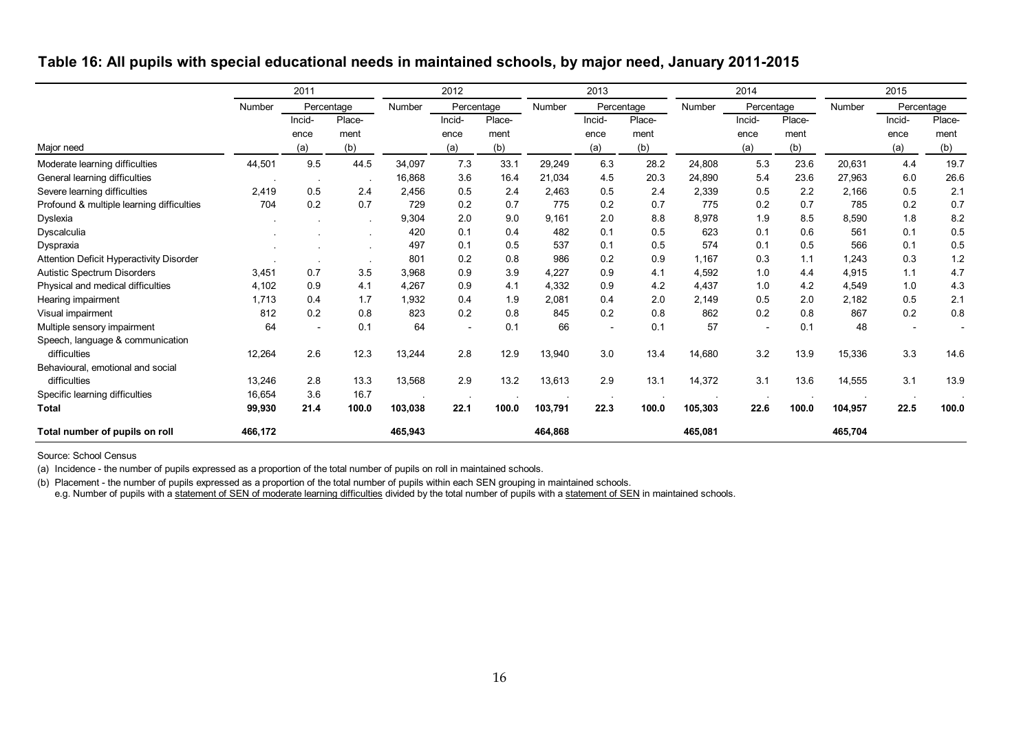## Table 16: All pupils with special educational needs in maintained schools, by major need, January 2011-2015

| | 2011 | | | 2012 | | | 2013 | | | 2014 | | | 2015 | | |
|---|---|---|---|---|---|---|---|---|---|---|---|---|---|---|---|
| | Number | Percentage | | Number | Percentage | | Number | Percentage | | Number | Percentage | | Number | Percentage | |
| Major need | | Incidence (a) | Placement (b) | | Incidence (a) | Placement (b) | | Incidence (a) | Placement (b) | | Incidence (a) | Placement (b) | | Incidence (a) | Placement (b) |
| Moderate learning difficulties | 44,501 | 9.5 | 44.5 | 34,097 | 7.3 | 33.1 | 29,249 | 6.3 | 28.2 | 24,808 | 5.3 | 23.6 | 20,631 | 4.4 | 19.7 |
| General learning difficulties | . | . | . | 16,868 | 3.6 | 16.4 | 21,034 | 4.5 | 20.3 | 24,890 | 5.4 | 23.6 | 27,963 | 6.0 | 26.6 |
| Severe learning difficulties | 2,419 | 0.5 | 2.4 | 2,456 | 0.5 | 2.4 | 2,463 | 0.5 | 2.4 | 2,339 | 0.5 | 2.2 | 2,166 | 0.5 | 2.1 |
| Profound & multiple learning difficulties | 704 | 0.2 | 0.7 | 729 | 0.2 | 0.7 | 775 | 0.2 | 0.7 | 775 | 0.2 | 0.7 | 785 | 0.2 | 0.7 |
| Dyslexia | . | . | . | 9,304 | 2.0 | 9.0 | 9,161 | 2.0 | 8.8 | 8,978 | 1.9 | 8.5 | 8,590 | 1.8 | 8.2 |
| Dyscalculia | . | . | . | 420 | 0.1 | 0.4 | 482 | 0.1 | 0.5 | 623 | 0.1 | 0.6 | 561 | 0.1 | 0.5 |
| Dyspraxia | . | . | . | 497 | 0.1 | 0.5 | 537 | 0.1 | 0.5 | 574 | 0.1 | 0.5 | 566 | 0.1 | 0.5 |
| Attention Deficit Hyperactivity Disorder | . | . | . | 801 | 0.2 | 0.8 | 986 | 0.2 | 0.9 | 1,167 | 0.3 | 1.1 | 1,243 | 0.3 | 1.2 |
| Autistic Spectrum Disorders | 3,451 | 0.7 | 3.5 | 3,968 | 0.9 | 3.9 | 4,227 | 0.9 | 4.1 | 4,592 | 1.0 | 4.4 | 4,915 | 1.1 | 4.7 |
| Physical and medical difficulties | 4,102 | 0.9 | 4.1 | 4,267 | 0.9 | 4.1 | 4,332 | 0.9 | 4.2 | 4,437 | 1.0 | 4.2 | 4,549 | 1.0 | 4.3 |
| Hearing impairment | 1,713 | 0.4 | 1.7 | 1,932 | 0.4 | 1.9 | 2,081 | 0.4 | 2.0 | 2,149 | 0.5 | 2.0 | 2,182 | 0.5 | 2.1 |
| Visual impairment | 812 | 0.2 | 0.8 | 823 | 0.2 | 0.8 | 845 | 0.2 | 0.8 | 862 | 0.2 | 0.8 | 867 | 0.2 | 0.8 |
| Multiple sensory impairment | 64 | - | 0.1 | 64 | - | 0.1 | 66 | - | 0.1 | 57 | - | 0.1 | 48 | - | - |
| Speech, language & communication difficulties | 12,264 | 2.6 | 12.3 | 13,244 | 2.8 | 12.9 | 13,940 | 3.0 | 13.4 | 14,680 | 3.2 | 13.9 | 15,336 | 3.3 | 14.6 |
| Behavioural, emotional and social difficulties | 13,246 | 2.8 | 13.3 | 13,568 | 2.9 | 13.2 | 13,613 | 2.9 | 13.1 | 14,372 | 3.1 | 13.6 | 14,555 | 3.1 | 13.9 |
| Specific learning difficulties | 16,654 | 3.6 | 16.7 | . | . | . | . | . | . | . | . | . | . | . | . |
| **Total** | **99,930** | **21.4** | **100.0** | **103,038** | **22.1** | **100.0** | **103,791** | **22.3** | **100.0** | **105,303** | **22.6** | **100.0** | **104,957** | **22.5** | **100.0** |
| **Total number of pupils on roll** | **466,172** | | | **465,943** | | | **464,868** | | | **465,081** | | | **465,704** | | |

Source: School Census

(a) Incidence - the number of pupils expressed as a proportion of the total number of pupils on roll in maintained schools.

(b) Placement - the number of pupils expressed as a proportion of the total number of pupils within each SEN grouping in maintained schools.
e.g. Number of pupils with a statement of SEN of moderate learning difficulties divided by the total number of pupils with a statement of SEN in maintained schools.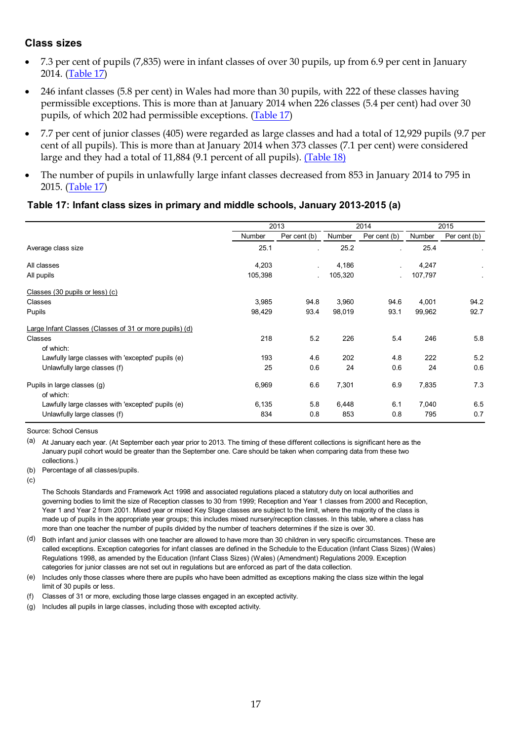## Class sizes

- 7.3 per cent of pupils (7,835) were in infant classes of over 30 pupils, up from 6.9 per cent in January 2014. (Table 17)
- 246 infant classes (5.8 per cent) in Wales had more than 30 pupils, with 222 of these classes having permissible exceptions. This is more than at January 2014 when 226 classes (5.4 per cent) had over 30 pupils, of which 202 had permissible exceptions. (Table 17)
- 7.7 per cent of junior classes (405) were regarded as large classes and had a total of 12,929 pupils (9.7 per cent of all pupils). This is more than at January 2014 when 373 classes (7.1 per cent) were considered large and they had a total of 11,884 (9.1 percent of all pupils). (Table 18)
- The number of pupils in unlawfully large infant classes decreased from 853 in January 2014 to 795 in 2015. (Table 17)

### Table 17: Infant class sizes in primary and middle schools, January 2013-2015 (a)

| | 2013 | | 2014 | | 2015 | |
|---|---|---|---|---|---|---|
| | Number | Per cent (b) | Number | Per cent (b) | Number | Per cent (b) |
| Average class size | 25.1 | . | 25.2 | . | 25.4 | . |
| All classes | 4,203 | . | 4,186 | . | 4,247 | . |
| All pupils | 105,398 | . | 105,320 | . | 107,797 | . |
| Classes (30 pupils or less) (c) | | | | | | |
| Classes | 3,985 | 94.8 | 3,960 | 94.6 | 4,001 | 94.2 |
| Pupils | 98,429 | 93.4 | 98,019 | 93.1 | 99,962 | 92.7 |
| Large Infant Classes (Classes of 31 or more pupils) (d) | | | | | | |
| Classes | 218 | 5.2 | 226 | 5.4 | 246 | 5.8 |
| of which: | | | | | | |
| Lawfully large classes with 'excepted' pupils (e) | 193 | 4.6 | 202 | 4.8 | 222 | 5.2 |
| Unlawfully large classes (f) | 25 | 0.6 | 24 | 0.6 | 24 | 0.6 |
| Pupils in large classes (g) | 6,969 | 6.6 | 7,301 | 6.9 | 7,835 | 7.3 |
| of which: | | | | | | |
| Lawfully large classes with 'excepted' pupils (e) | 6,135 | 5.8 | 6,448 | 6.1 | 7,040 | 6.5 |
| Unlawfully large classes (f) | 834 | 0.8 | 853 | 0.8 | 795 | 0.7 |

Source: School Census

(a) At January each year. (At September each year prior to 2013. The timing of these different collections is significant here as the January pupil cohort would be greater than the September one. Care should be taken when comparing data from these two collections.)

(b) Percentage of all classes/pupils.

(c) The Schools Standards and Framework Act 1998 and associated regulations placed a statutory duty on local authorities and governing bodies to limit the size of Reception classes to 30 from 1999; Reception and Year 1 classes from 2000 and Reception, Year 1 and Year 2 from 2001. Mixed year or mixed Key Stage classes are subject to the limit, where the majority of the class is made up of pupils in the appropriate year groups; this includes mixed nursery/reception classes. In this table, where a class has more than one teacher the number of pupils divided by the number of teachers determines if the size is over 30.

(d) Both infant and junior classes with one teacher are allowed to have more than 30 children in very specific circumstances. These are called exceptions. Exception categories for infant classes are defined in the Schedule to the Education (Infant Class Sizes) (Wales) Regulations 1998, as amended by the Education (Infant Class Sizes) (Wales) (Amendment) Regulations 2009. Exception categories for junior classes are not set out in regulations but are enforced as part of the data collection.

(e) Includes only those classes where there are pupils who have been admitted as exceptions making the class size within the legal limit of 30 pupils or less.

(f) Classes of 31 or more, excluding those large classes engaged in an excepted activity.

(g) Includes all pupils in large classes, including those with excepted activity.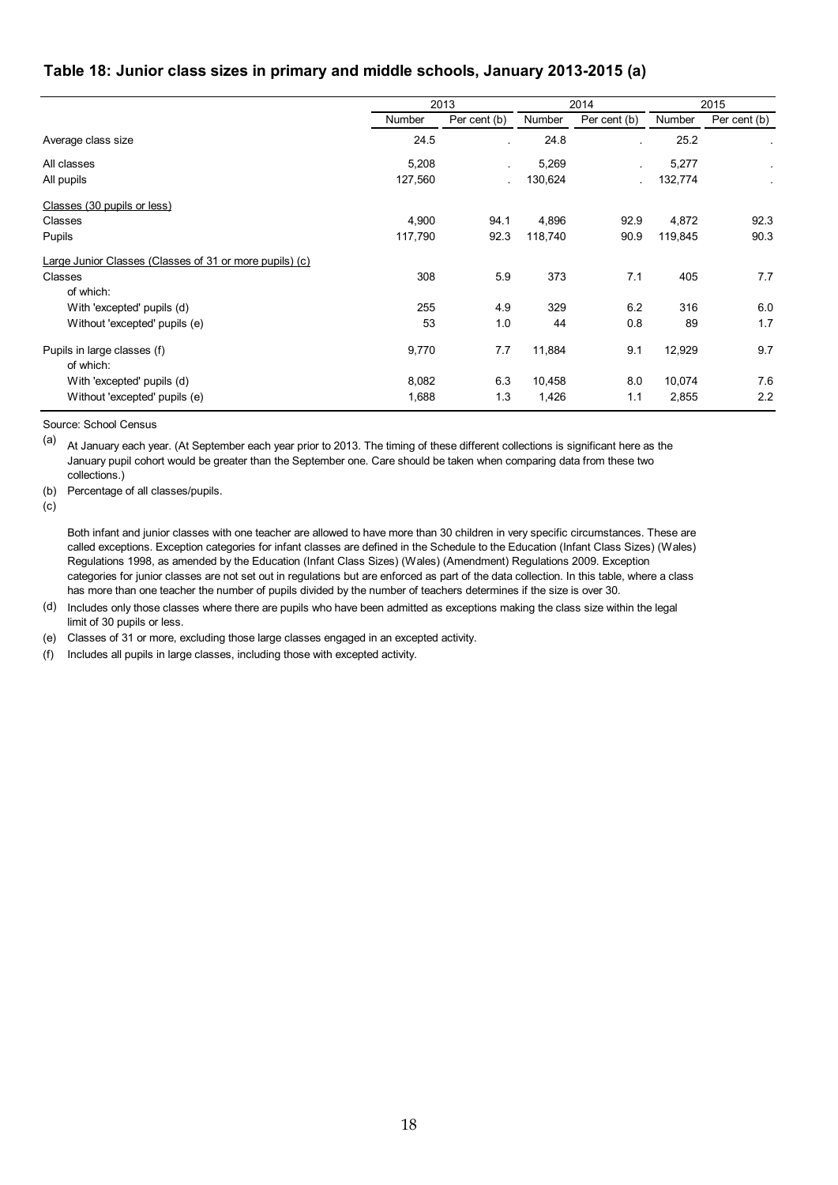### Table 18: Junior class sizes in primary and middle schools, January 2013-2015 (a)

| | 2013 | | 2014 | | 2015 | |
|---|---|---|---|---|---|---|
| | Number | Per cent (b) | Number | Per cent (b) | Number | Per cent (b) |
| Average class size | 24.5 | . | 24.8 | . | 25.2 | . |
| All classes | 5,208 | . | 5,269 | . | 5,277 | . |
| All pupils | 127,560 | . | 130,624 | . | 132,774 | . |
| Classes (30 pupils or less) | | | | | | |
| Classes | 4,900 | 94.1 | 4,896 | 92.9 | 4,872 | 92.3 |
| Pupils | 117,790 | 92.3 | 118,740 | 90.9 | 119,845 | 90.3 |
| Large Junior Classes (Classes of 31 or more pupils) (c) | | | | | | |
| Classes | 308 | 5.9 | 373 | 7.1 | 405 | 7.7 |
| of which: | | | | | | |
| With 'excepted' pupils (d) | 255 | 4.9 | 329 | 6.2 | 316 | 6.0 |
| Without 'excepted' pupils (e) | 53 | 1.0 | 44 | 0.8 | 89 | 1.7 |
| Pupils in large classes (f) | 9,770 | 7.7 | 11,884 | 9.1 | 12,929 | 9.7 |
| of which: | | | | | | |
| With 'excepted' pupils (d) | 8,082 | 6.3 | 10,458 | 8.0 | 10,074 | 7.6 |
| Without 'excepted' pupils (e) | 1,688 | 1.3 | 1,426 | 1.1 | 2,855 | 2.2 |

Source: School Census

(a) At January each year. (At September each year prior to 2013. The timing of these different collections is significant here as the January pupil cohort would be greater than the September one. Care should be taken when comparing data from these two collections.)

(b) Percentage of all classes/pupils.

(c) Both infant and junior classes with one teacher are allowed to have more than 30 children in very specific circumstances. These are called exceptions. Exception categories for infant classes are defined in the Schedule to the Education (Infant Class Sizes) (Wales) Regulations 1998, as amended by the Education (Infant Class Sizes) (Wales) (Amendment) Regulations 2009. Exception categories for junior classes are not set out in regulations but are enforced as part of the data collection. In this table, where a class has more than one teacher the number of pupils divided by the number of teachers determines if the size is over 30.

(d) Includes only those classes where there are pupils who have been admitted as exceptions making the class size within the legal limit of 30 pupils or less.

(e) Classes of 31 or more, excluding those large classes engaged in an excepted activity.

(f) Includes all pupils in large classes, including those with excepted activity.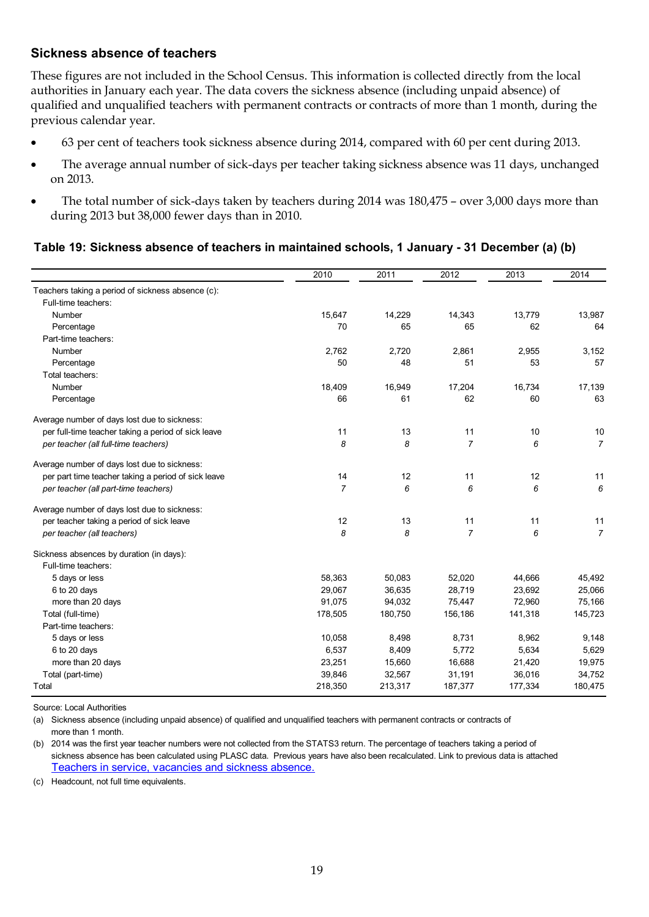## Sickness absence of teachers

These figures are not included in the School Census. This information is collected directly from the local authorities in January each year. The data covers the sickness absence (including unpaid absence) of qualified and unqualified teachers with permanent contracts or contracts of more than 1 month, during the previous calendar year.

- 63 per cent of teachers took sickness absence during 2014, compared with 60 per cent during 2013.
- The average annual number of sick-days per teacher taking sickness absence was 11 days, unchanged on 2013.
- The total number of sick-days taken by teachers during 2014 was 180,475 – over 3,000 days more than during 2013 but 38,000 fewer days than in 2010.

**Table 19: Sickness absence of teachers in maintained schools, 1 January - 31 December (a) (b)**

| | 2010 | 2011 | 2012 | 2013 | 2014 |
|---|---|---|---|---|---|
| Teachers taking a period of sickness absence (c): | | | | | |
| Full-time teachers: | | | | | |
| Number | 15,647 | 14,229 | 14,343 | 13,779 | 13,987 |
| Percentage | 70 | 65 | 65 | 62 | 64 |
| Part-time teachers: | | | | | |
| Number | 2,762 | 2,720 | 2,861 | 2,955 | 3,152 |
| Percentage | 50 | 48 | 51 | 53 | 57 |
| Total teachers: | | | | | |
| Number | 18,409 | 16,949 | 17,204 | 16,734 | 17,139 |
| Percentage | 66 | 61 | 62 | 60 | 63 |
| Average number of days lost due to sickness: | | | | | |
| per full-time teacher taking a period of sick leave | 11 | 13 | 11 | 10 | 10 |
| *per teacher (all full-time teachers)* | *8* | *8* | *7* | *6* | *7* |
| Average number of days lost due to sickness: | | | | | |
| per part time teacher taking a period of sick leave | 14 | 12 | 11 | 12 | 11 |
| *per teacher (all part-time teachers)* | *7* | *6* | *6* | *6* | *6* |
| Average number of days lost due to sickness: | | | | | |
| per teacher taking a period of sick leave | 12 | 13 | 11 | 11 | 11 |
| *per teacher (all teachers)* | *8* | *8* | *7* | *6* | *7* |
| Sickness absences by duration (in days): | | | | | |
| Full-time teachers: | | | | | |
| 5 days or less | 58,363 | 50,083 | 52,020 | 44,666 | 45,492 |
| 6 to 20 days | 29,067 | 36,635 | 28,719 | 23,692 | 25,066 |
| more than 20 days | 91,075 | 94,032 | 75,447 | 72,960 | 75,166 |
| Total (full-time) | 178,505 | 180,750 | 156,186 | 141,318 | 145,723 |
| Part-time teachers: | | | | | |
| 5 days or less | 10,058 | 8,498 | 8,731 | 8,962 | 9,148 |
| 6 to 20 days | 6,537 | 8,409 | 5,772 | 5,634 | 5,629 |
| more than 20 days | 23,251 | 15,660 | 16,688 | 21,420 | 19,975 |
| Total (part-time) | 39,846 | 32,567 | 31,191 | 36,016 | 34,752 |
| Total | 218,350 | 213,317 | 187,377 | 177,334 | 180,475 |

Source: Local Authorities

(a) Sickness absence (including unpaid absence) of qualified and unqualified teachers with permanent contracts or contracts of more than 1 month.

(b) 2014 was the first year teacher numbers were not collected from the STATS3 return. The percentage of teachers taking a period of sickness absence has been calculated using PLASC data. Previous years have also been recalculated. Link to previous data is attached [Teachers in service, vacancies and sickness absence.]

(c) Headcount, not full time equivalents.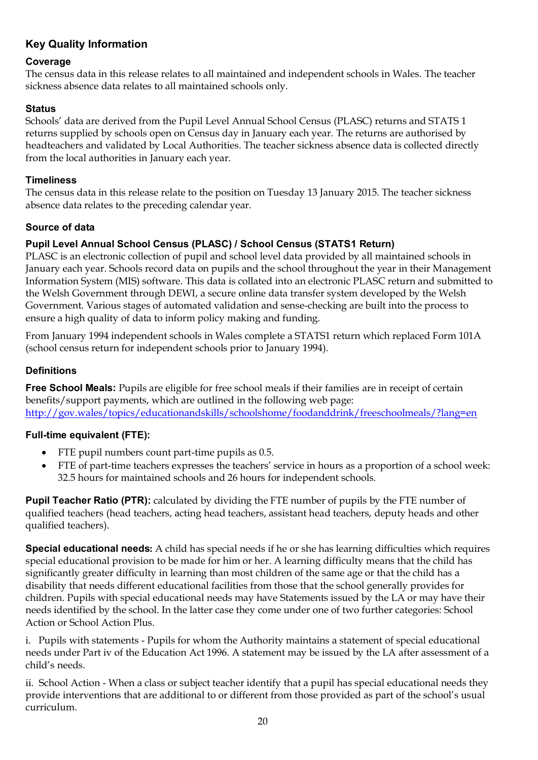## Key Quality Information

### Coverage

The census data in this release relates to all maintained and independent schools in Wales. The teacher sickness absence data relates to all maintained schools only.

### Status

Schools' data are derived from the Pupil Level Annual School Census (PLASC) returns and STATS 1 returns supplied by schools open on Census day in January each year. The returns are authorised by headteachers and validated by Local Authorities. The teacher sickness absence data is collected directly from the local authorities in January each year.

### Timeliness

The census data in this release relate to the position on Tuesday 13 January 2015. The teacher sickness absence data relates to the preceding calendar year.

### Source of data

#### Pupil Level Annual School Census (PLASC) / School Census (STATS1 Return)

PLASC is an electronic collection of pupil and school level data provided by all maintained schools in January each year. Schools record data on pupils and the school throughout the year in their Management Information System (MIS) software. This data is collated into an electronic PLASC return and submitted to the Welsh Government through DEWI, a secure online data transfer system developed by the Welsh Government. Various stages of automated validation and sense-checking are built into the process to ensure a high quality of data to inform policy making and funding.

From January 1994 independent schools in Wales complete a STATS1 return which replaced Form 101A (school census return for independent schools prior to January 1994).

### Definitions

**Free School Meals:** Pupils are eligible for free school meals if their families are in receipt of certain benefits/support payments, which are outlined in the following web page: http://gov.wales/topics/educationandskills/schoolshome/foodanddrink/freeschoolmeals/?lang=en

**Full-time equivalent (FTE):**

- FTE pupil numbers count part-time pupils as 0.5.
- FTE of part-time teachers expresses the teachers' service in hours as a proportion of a school week: 32.5 hours for maintained schools and 26 hours for independent schools.

**Pupil Teacher Ratio (PTR):** calculated by dividing the FTE number of pupils by the FTE number of qualified teachers (head teachers, acting head teachers, assistant head teachers, deputy heads and other qualified teachers).

**Special educational needs:** A child has special needs if he or she has learning difficulties which requires special educational provision to be made for him or her. A learning difficulty means that the child has significantly greater difficulty in learning than most children of the same age or that the child has a disability that needs different educational facilities from those that the school generally provides for children. Pupils with special educational needs may have Statements issued by the LA or may have their needs identified by the school. In the latter case they come under one of two further categories: School Action or School Action Plus.

i. Pupils with statements - Pupils for whom the Authority maintains a statement of special educational needs under Part iv of the Education Act 1996. A statement may be issued by the LA after assessment of a child's needs.

ii. School Action - When a class or subject teacher identify that a pupil has special educational needs they provide interventions that are additional to or different from those provided as part of the school's usual curriculum.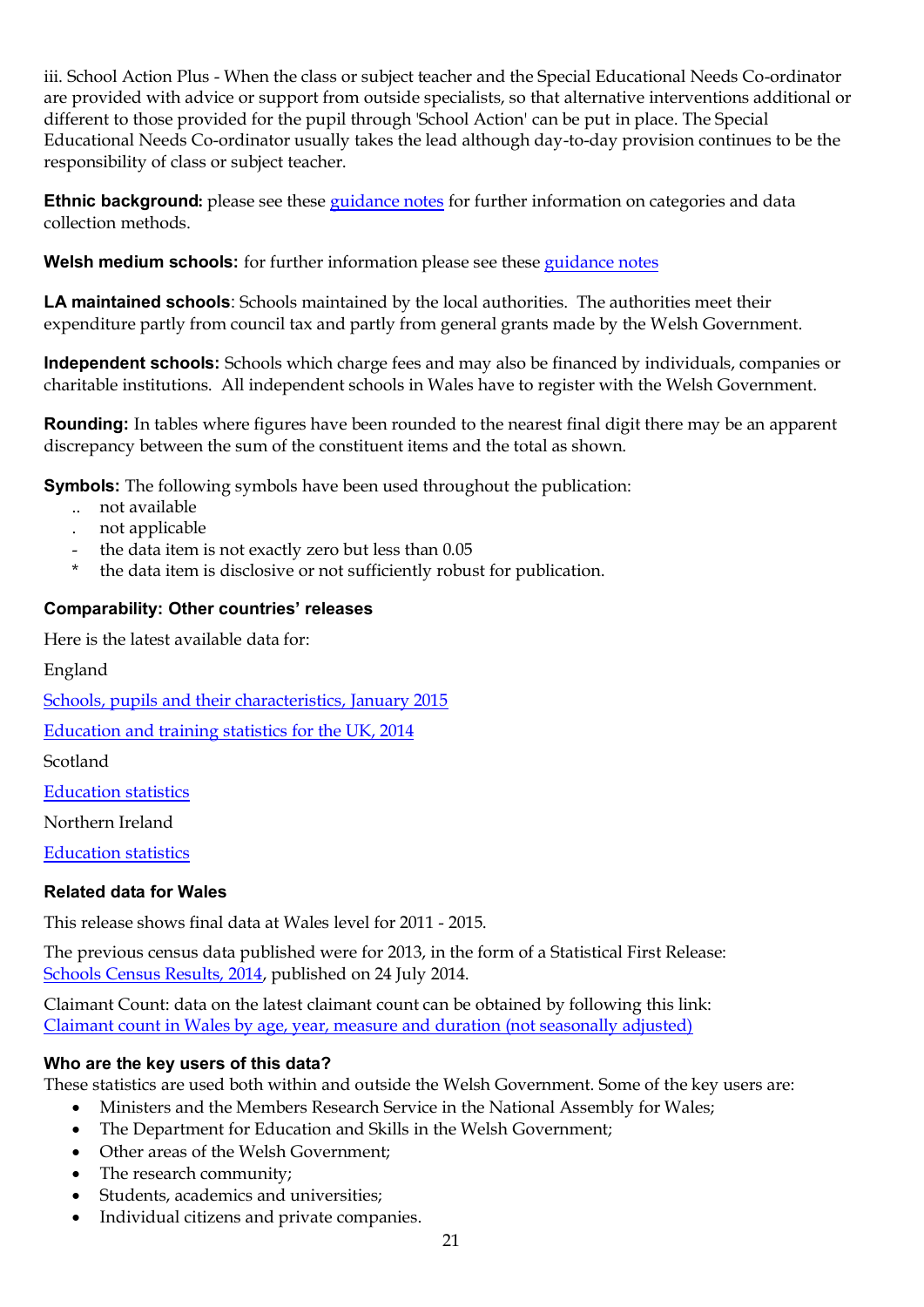iii. School Action Plus - When the class or subject teacher and the Special Educational Needs Co-ordinator are provided with advice or support from outside specialists, so that alternative interventions additional or different to those provided for the pupil through 'School Action' can be put in place. The Special Educational Needs Co-ordinator usually takes the lead although day-to-day provision continues to be the responsibility of class or subject teacher.

**Ethnic background:** please see these guidance notes for further information on categories and data collection methods.

**Welsh medium schools:** for further information please see these guidance notes

**LA maintained schools**: Schools maintained by the local authorities. The authorities meet their expenditure partly from council tax and partly from general grants made by the Welsh Government.

**Independent schools:** Schools which charge fees and may also be financed by individuals, companies or charitable institutions. All independent schools in Wales have to register with the Welsh Government.

**Rounding:** In tables where figures have been rounded to the nearest final digit there may be an apparent discrepancy between the sum of the constituent items and the total as shown.

**Symbols:** The following symbols have been used throughout the publication:

- .. not available
- . not applicable
- \- the data item is not exactly zero but less than 0.05
- \* the data item is disclosive or not sufficiently robust for publication.

### Comparability: Other countries' releases

Here is the latest available data for:

England

Schools, pupils and their characteristics, January 2015

Education and training statistics for the UK, 2014

Scotland

Education statistics

Northern Ireland

Education statistics

### Related data for Wales

This release shows final data at Wales level for 2011 - 2015.

The previous census data published were for 2013, in the form of a Statistical First Release: Schools Census Results, 2014, published on 24 July 2014.

Claimant Count: data on the latest claimant count can be obtained by following this link: Claimant count in Wales by age, year, measure and duration (not seasonally adjusted)

### Who are the key users of this data?

These statistics are used both within and outside the Welsh Government. Some of the key users are:

- Ministers and the Members Research Service in the National Assembly for Wales;
- The Department for Education and Skills in the Welsh Government;
- Other areas of the Welsh Government;
- The research community;
- Students, academics and universities;
- Individual citizens and private companies.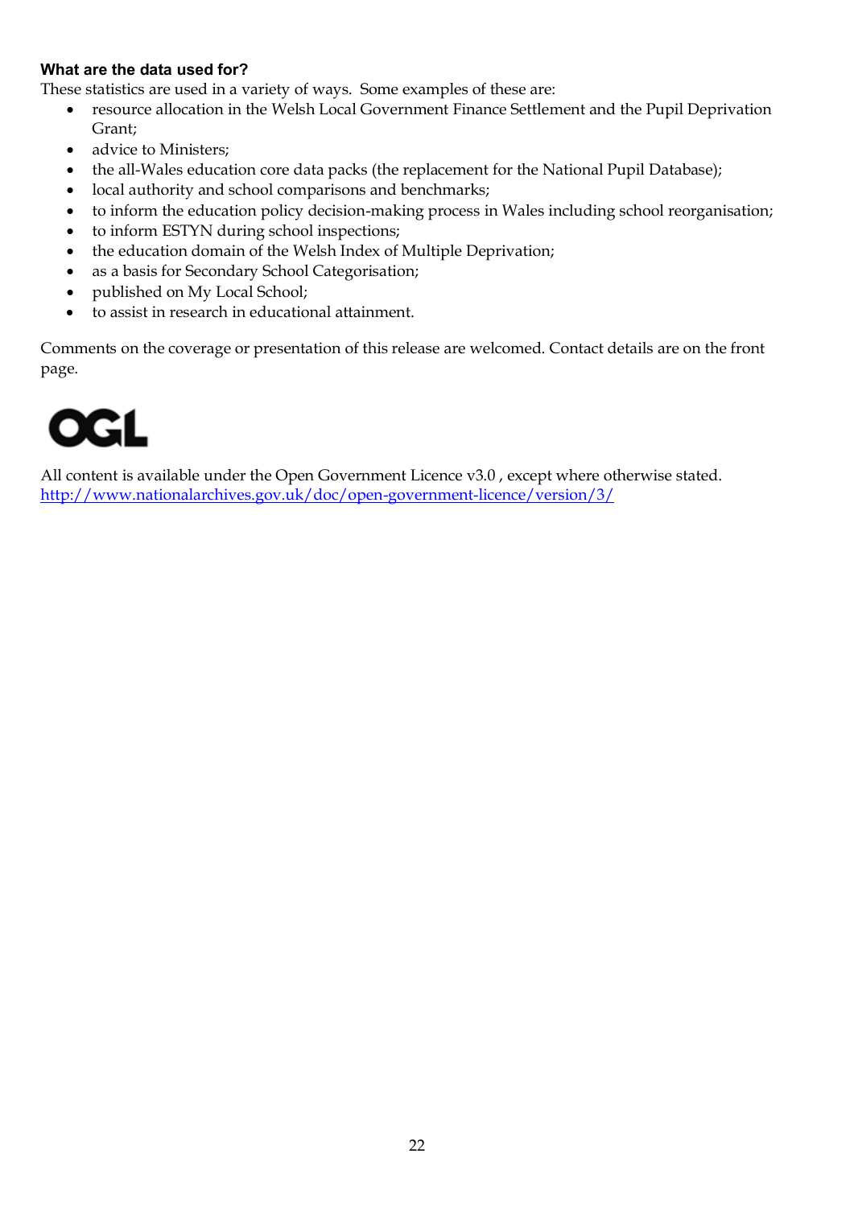**What are the data used for?**

These statistics are used in a variety of ways. Some examples of these are:

- resource allocation in the Welsh Local Government Finance Settlement and the Pupil Deprivation Grant;
- advice to Ministers;
- the all-Wales education core data packs (the replacement for the National Pupil Database);
- local authority and school comparisons and benchmarks;
- to inform the education policy decision-making process in Wales including school reorganisation;
- to inform ESTYN during school inspections;
- the education domain of the Welsh Index of Multiple Deprivation;
- as a basis for Secondary School Categorisation;
- published on My Local School;
- to assist in research in educational attainment.

Comments on the coverage or presentation of this release are welcomed. Contact details are on the front page.

OGL

All content is available under the Open Government Licence v3.0 , except where otherwise stated. http://www.nationalarchives.gov.uk/doc/open-government-licence/version/3/